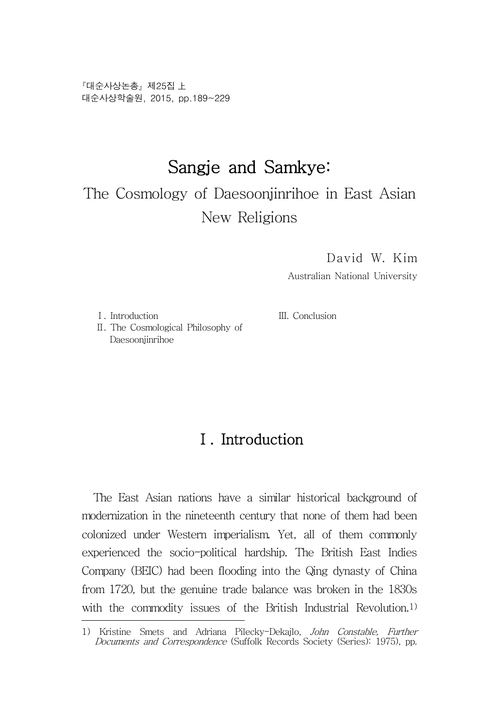『대순사상논총』 제25집 上
대순사상학술원, 2015, pp.189~229

# Sangje and Samkye:

## The Cosmology of Daesoonjinrihoe in East Asian New Religions

David W. Kim
Australian National University

Ⅰ. Introduction
Ⅱ. The Cosmological Philosophy of Daesoonjinrihoe
Ⅲ. Conclusion

## Ⅰ. Introduction

The East Asian nations have a similar historical background of modernization in the nineteenth century that none of them had been colonized under Western imperialism. Yet, all of them commonly experienced the socio-political hardship. The British East Indies Company (BEIC) had been flooding into the Qing dynasty of China from 1720, but the genuine trade balance was broken in the 1830s with the commodity issues of the British Industrial Revolution.[1)]

---

1) Kristine Smets and Adriana Pilecky-Dekajlo, *John Constable, Further Documents and Correspondence* (Suffolk Records Society (Series): 1975), pp.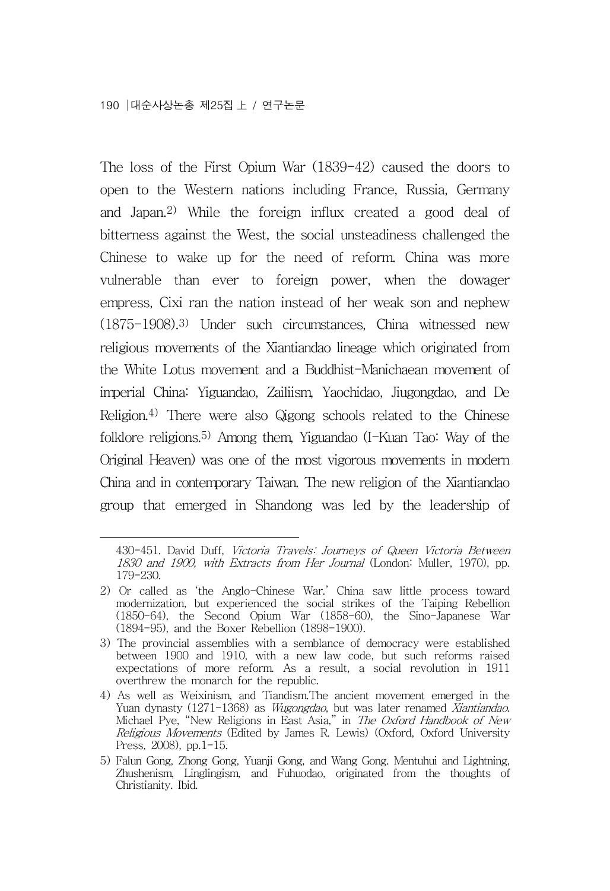The loss of the First Opium War (1839-42) caused the doors to open to the Western nations including France, Russia, Germany and Japan.[2] While the foreign influx created a good deal of bitterness against the West, the social unsteadiness challenged the Chinese to wake up for the need of reform. China was more vulnerable than ever to foreign power, when the dowager empress, Cixi ran the nation instead of her weak son and nephew (1875-1908).[3] Under such circumstances, China witnessed new religious movements of the Xiantiandao lineage which originated from the White Lotus movement and a Buddhist-Manichaean movement of imperial China: Yiguandao, Zailiism, Yaochidao, Jiugongdao, and De Religion.[4] There were also Qigong schools related to the Chinese folklore religions.[5] Among them, Yiguandao (I-Kuan Tao: Way of the Original Heaven) was one of the most vigorous movements in modern China and in contemporary Taiwan. The new religion of the Xiantiandao group that emerged in Shandong was led by the leadership of

---

430-451. David Duff, *Victoria Travels: Journeys of Queen Victoria Between 1830 and 1900, with Extracts from Her Journal* (London: Muller, 1970), pp. 179-230.

2) Or called as 'the Anglo-Chinese War.' China saw little process toward modernization, but experienced the social strikes of the Taiping Rebellion (1850-64), the Second Opium War (1858-60), the Sino-Japanese War (1894-95), and the Boxer Rebellion (1898-1900).

3) The provincial assemblies with a semblance of democracy were established between 1900 and 1910, with a new law code, but such reforms raised expectations of more reform. As a result, a social revolution in 1911 overthrew the monarch for the republic.

4) As well as Weixinism, and Tiandism.The ancient movement emerged in the Yuan dynasty (1271-1368) as *Wugongdao*, but was later renamed *Xiantiandao*. Michael Pye, "New Religions in East Asia," in *The Oxford Handbook of New Religious Movements* (Edited by James R. Lewis) (Oxford, Oxford University Press, 2008), pp.1-15.

5) Falun Gong, Zhong Gong, Yuanji Gong, and Wang Gong. Mentuhui and Lightning, Zhushenism, Linglingism, and Fuhuodao, originated from the thoughts of Christianity. Ibid.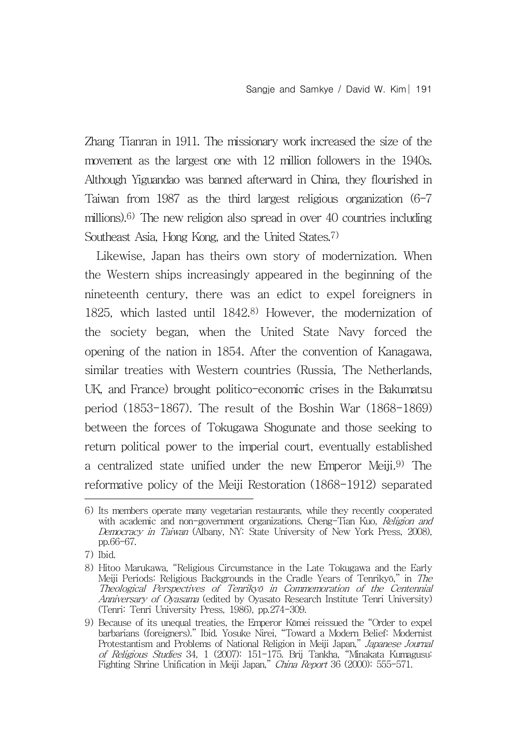Zhang Tianran in 1911. The missionary work increased the size of the movement as the largest one with 12 million followers in the 1940s. Although Yiguandao was banned afterward in China, they flourished in Taiwan from 1987 as the third largest religious organization (6-7 millions).[6] The new religion also spread in over 40 countries including Southeast Asia, Hong Kong, and the United States.[7]

Likewise, Japan has theirs own story of modernization. When the Western ships increasingly appeared in the beginning of the nineteenth century, there was an edict to expel foreigners in 1825, which lasted until 1842.[8] However, the modernization of the society began, when the United State Navy forced the opening of the nation in 1854. After the convention of Kanagawa, similar treaties with Western countries (Russia, The Netherlands, UK, and France) brought politico-economic crises in the Bakumatsu period (1853-1867). The result of the Boshin War (1868-1869) between the forces of Tokugawa Shogunate and those seeking to return political power to the imperial court, eventually established a centralized state unified under the new Emperor Meiji.[9] The reformative policy of the Meiji Restoration (1868-1912) separated

---

6) Its members operate many vegetarian restaurants, while they recently cooperated with academic and non-government organizations. Cheng-Tian Kuo, *Religion and Democracy in Taiwan* (Albany, NY: State University of New York Press, 2008), pp.66-67.

7) Ibid.

8) Hitoo Marukawa, "Religious Circumstance in the Late Tokugawa and the Early Meiji Periods: Religious Backgrounds in the Cradle Years of Tenrikyō," in *The Theological Perspectives of Tenrikyō in Commemoration of the Centennial Anniversary of Oyasama* (edited by Oyasato Research Institute Tenri University) (Tenri: Tenri University Press, 1986), pp.274-309.

9) Because of its unequal treaties, the Emperor Kōmei reissued the "Order to expel barbarians (foreigners)." Ibid. Yosuke Nirei, "Toward a Modern Belief: Modernist Protestantism and Problems of National Religion in Meiji Japan," *Japanese Journal of Religious Studies* 34, 1 (2007): 151-175. Brij Tankha, "Minakata Kumagusu: Fighting Shrine Unification in Meiji Japan," *China Report* 36 (2000): 555-571.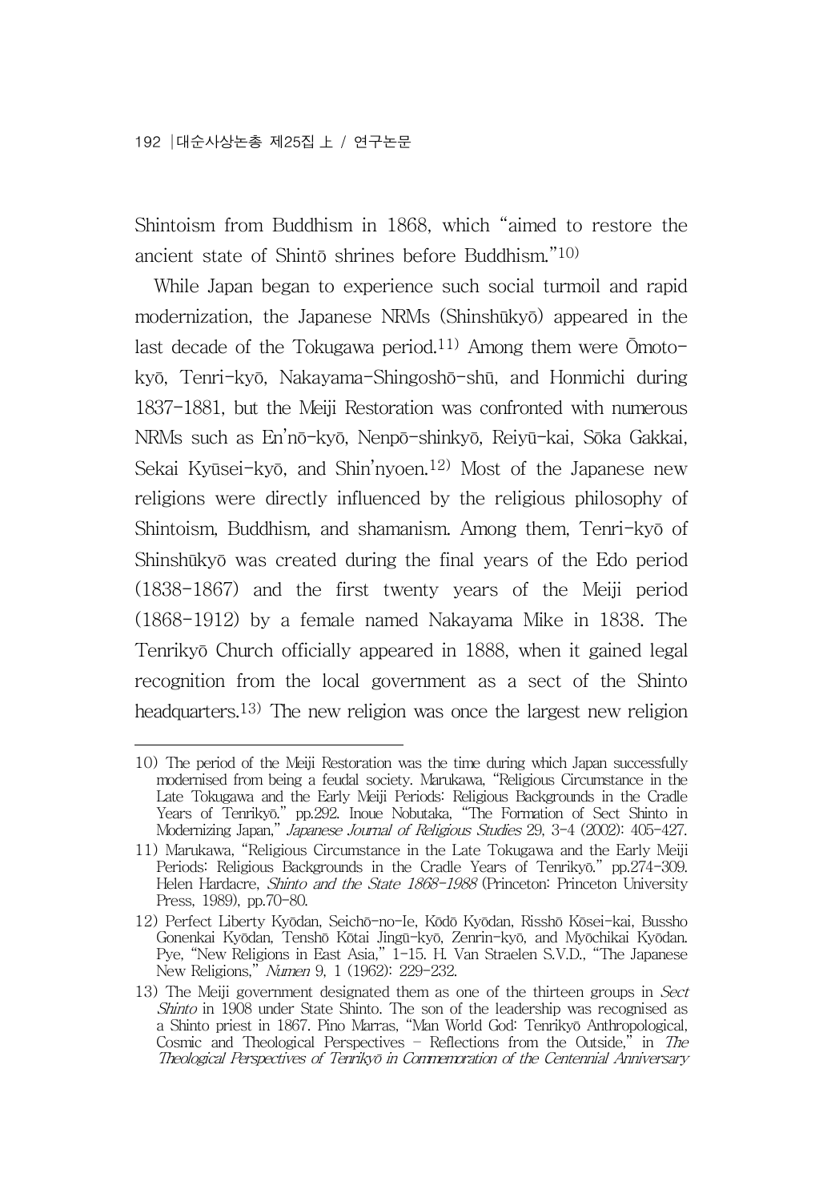Shintoism from Buddhism in 1868, which "aimed to restore the ancient state of Shintō shrines before Buddhism."[10)]

While Japan began to experience such social turmoil and rapid modernization, the Japanese NRMs (Shinshūkyō) appeared in the last decade of the Tokugawa period.[11)] Among them were Ōmoto-kyō, Tenri-kyō, Nakayama-Shingoshō-shū, and Honmichi during 1837-1881, but the Meiji Restoration was confronted with numerous NRMs such as En'nō-kyō, Nenpō-shinkyō, Reiyū-kai, Sōka Gakkai, Sekai Kyūsei-kyō, and Shin'nyoen.[12)] Most of the Japanese new religions were directly influenced by the religious philosophy of Shintoism, Buddhism, and shamanism. Among them, Tenri-kyō of Shinshūkyō was created during the final years of the Edo period (1838-1867) and the first twenty years of the Meiji period (1868-1912) by a female named Nakayama Mike in 1838. The Tenrikyō Church officially appeared in 1888, when it gained legal recognition from the local government as a sect of the Shinto headquarters.[13)] The new religion was once the largest new religion

---

10) The period of the Meiji Restoration was the time during which Japan successfully modernised from being a feudal society. Marukawa, "Religious Circumstance in the Late Tokugawa and the Early Meiji Periods: Religious Backgrounds in the Cradle Years of Tenrikyō." pp.292. Inoue Nobutaka, "The Formation of Sect Shinto in Modernizing Japan," *Japanese Journal of Religious Studies* 29, 3-4 (2002): 405-427.

11) Marukawa, "Religious Circumstance in the Late Tokugawa and the Early Meiji Periods: Religious Backgrounds in the Cradle Years of Tenrikyō." pp.274-309. Helen Hardacre, *Shinto and the State 1868-1988* (Princeton: Princeton University Press, 1989), pp.70-80.

12) Perfect Liberty Kyōdan, Seichō-no-Ie, Kōdō Kyōdan, Risshō Kōsei-kai, Bussho Gonenkai Kyōdan, Tenshō Kōtai Jingū-kyō, Zenrin-kyō, and Myōchikai Kyōdan. Pye, "New Religions in East Asia," 1-15. H. Van Straelen S.V.D., "The Japanese New Religions," *Numen* 9, 1 (1962): 229-232.

13) The Meiji government designated them as one of the thirteen groups in *Sect Shinto* in 1908 under State Shinto. The son of the leadership was recognised as a Shinto priest in 1867. Pino Marras, "Man World God: Tenrikyō Anthropological, Cosmic and Theological Perspectives - Reflections from the Outside," in *The Theological Perspectives of Tenrikyō in Commemoration of the Centennial Anniversary*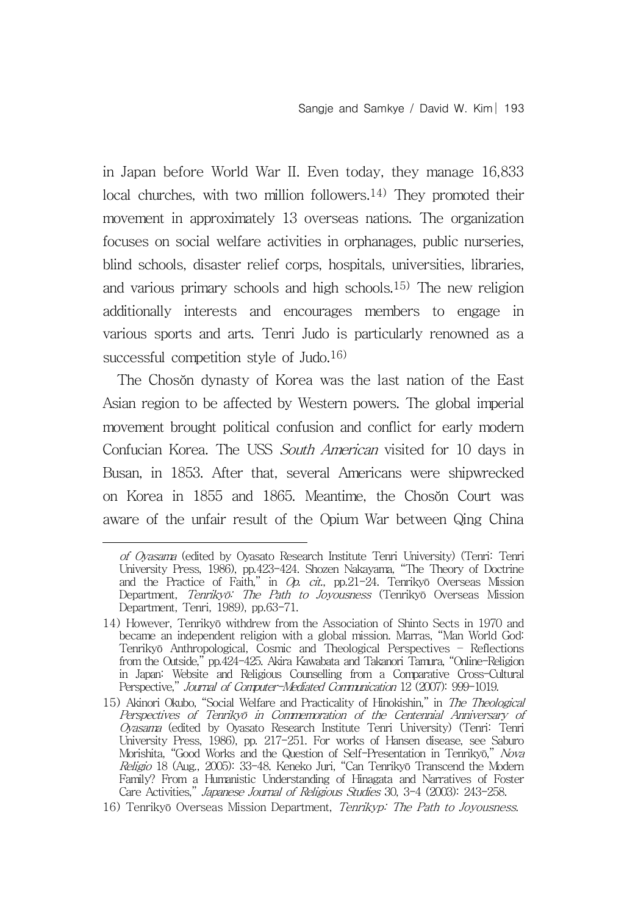in Japan before World War II. Even today, they manage 16,833 local churches, with two million followers.[14] They promoted their movement in approximately 13 overseas nations. The organization focuses on social welfare activities in orphanages, public nurseries, blind schools, disaster relief corps, hospitals, universities, libraries, and various primary schools and high schools.[15] The new religion additionally interests and encourages members to engage in various sports and arts. Tenri Judo is particularly renowned as a successful competition style of Judo.[16]

The Chosŏn dynasty of Korea was the last nation of the East Asian region to be affected by Western powers. The global imperial movement brought political confusion and conflict for early modern Confucian Korea. The USS *South American* visited for 10 days in Busan, in 1853. After that, several Americans were shipwrecked on Korea in 1855 and 1865. Meantime, the Chosŏn Court was aware of the unfair result of the Opium War between Qing China

---

*of Oyasama* (edited by Oyasato Research Institute Tenri University) (Tenri: Tenri University Press, 1986), pp.423-424. Shozen Nakayama, "The Theory of Doctrine and the Practice of Faith," in *Op. cit.,* pp.21-24. Tenrikyō Overseas Mission Department, *Tenrikyō: The Path to Joyousness* (Tenrikyō Overseas Mission Department, Tenri, 1989), pp.63-71.

14) However, Tenrikyō withdrew from the Association of Shinto Sects in 1970 and became an independent religion with a global mission. Marras, "Man World God: Tenrikyō Anthropological, Cosmic and Theological Perspectives – Reflections from the Outside," pp.424-425. Akira Kawabata and Takanori Tamura, "Online-Religion in Japan: Website and Religious Counselling from a Comparative Cross-Cultural Perspective," *Journal of Computer-Mediated Communication* 12 (2007): 999-1019.

15) Akinori Okubo, "Social Welfare and Practicality of Hinokishin," in *The Theological Perspectives of Tenrikyō in Commemoration of the Centennial Anniversary of Oyasama* (edited by Oyasato Research Institute Tenri University) (Tenri: Tenri University Press, 1986), pp. 217-251. For works of Hansen disease, see Saburo Morishita, "Good Works and the Question of Self-Presentation in Tenrikyō," *Nova Religio* 18 (Aug., 2005): 33-48. Keneko Juri, "Can Tenrikyō Transcend the Modern Family? From a Humanistic Understanding of Hinagata and Narratives of Foster Care Activities," *Japanese Journal of Religious Studies* 30, 3-4 (2003): 243-258.

16) Tenrikyō Overseas Mission Department, *Tenrikyp: The Path to Joyousness.*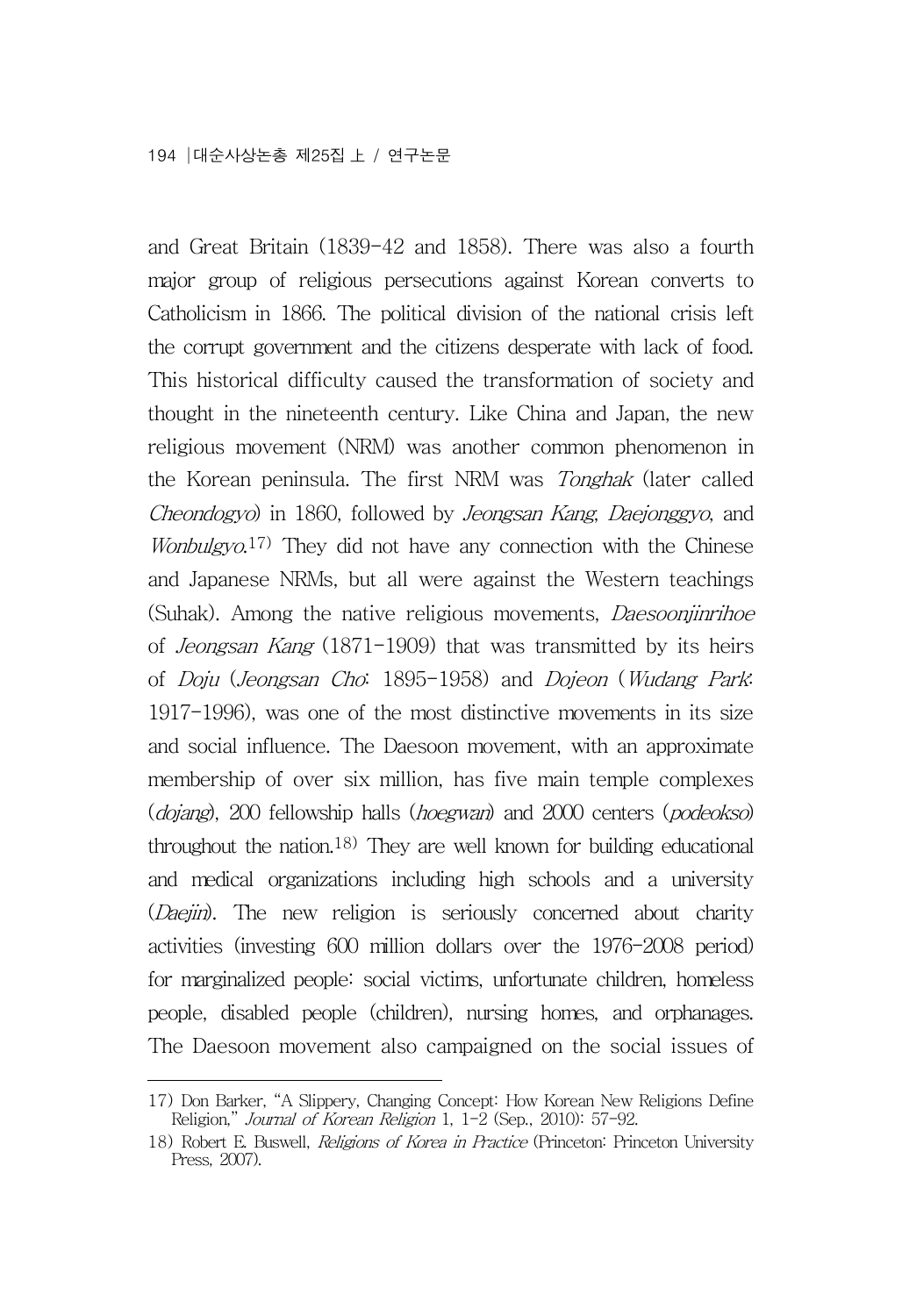and Great Britain (1839-42 and 1858). There was also a fourth major group of religious persecutions against Korean converts to Catholicism in 1866. The political division of the national crisis left the corrupt government and the citizens desperate with lack of food. This historical difficulty caused the transformation of society and thought in the nineteenth century. Like China and Japan, the new religious movement (NRM) was another common phenomenon in the Korean peninsula. The first NRM was *Tonghak* (later called *Cheondogyo*) in 1860, followed by *Jeongsan Kang*, *Daejonggyo*, and *Wonbulgyo*.[17] They did not have any connection with the Chinese and Japanese NRMs, but all were against the Western teachings (Suhak). Among the native religious movements, *Daesoonjinrihoe* of *Jeongsan Kang* (1871-1909) that was transmitted by its heirs of *Doju* (*Jeongsan Cho*: 1895-1958) and *Dojeon* (*Wudang Park*: 1917-1996), was one of the most distinctive movements in its size and social influence. The Daesoon movement, with an approximate membership of over six million, has five main temple complexes (*dojang*), 200 fellowship halls (*hoegwan*) and 2000 centers (*podeokso*) throughout the nation.[18] They are well known for building educational and medical organizations including high schools and a university (*Daejin*). The new religion is seriously concerned about charity activities (investing 600 million dollars over the 1976-2008 period) for marginalized people: social victims, unfortunate children, homeless people, disabled people (children), nursing homes, and orphanages. The Daesoon movement also campaigned on the social issues of

---

17) Don Barker, "A Slippery, Changing Concept: How Korean New Religions Define Religion," *Journal of Korean Religion* 1, 1-2 (Sep., 2010): 57-92.

18) Robert E. Buswell, *Religions of Korea in Practice* (Princeton: Princeton University Press, 2007).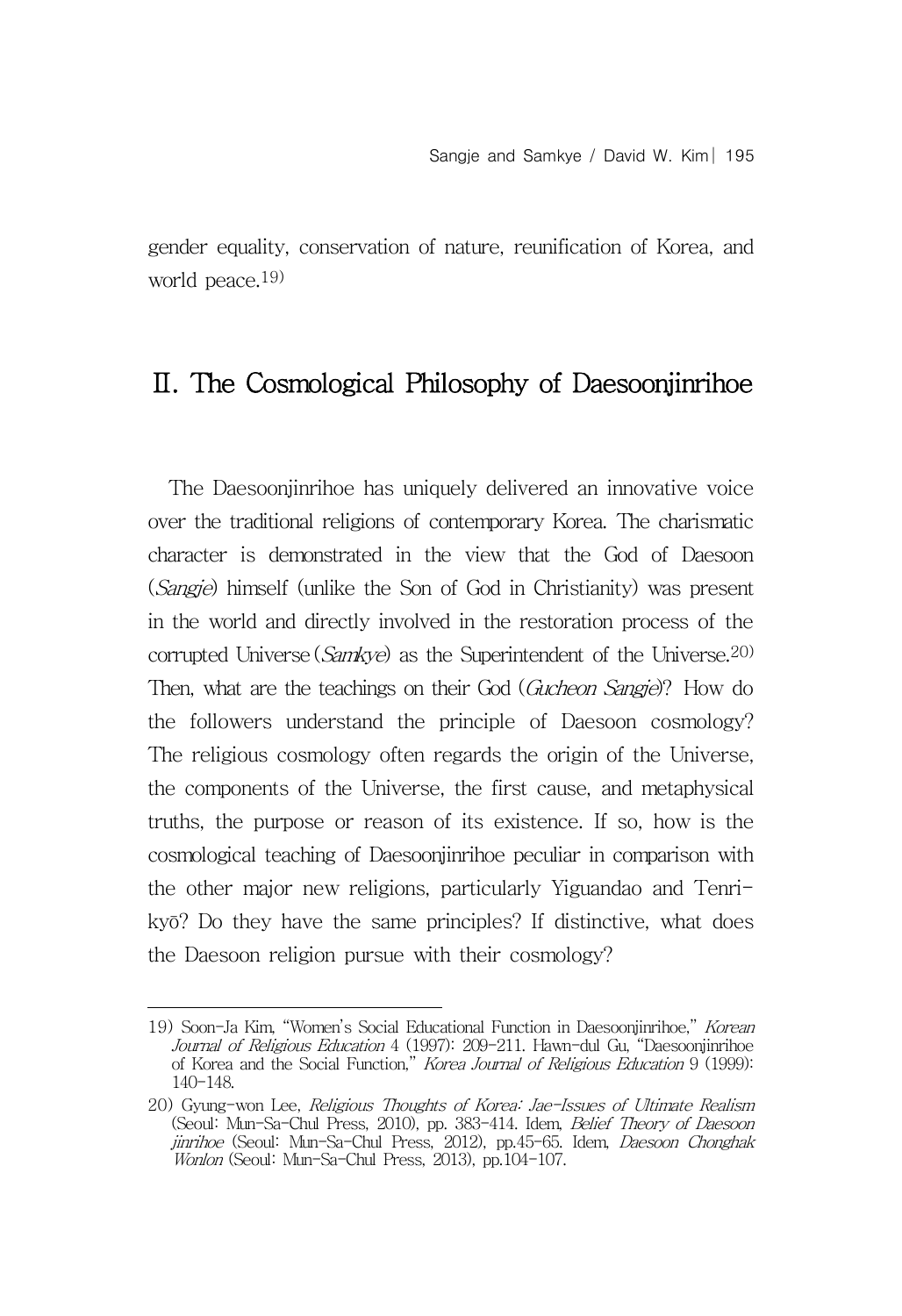gender equality, conservation of nature, reunification of Korea, and world peace.[19]

## II. The Cosmological Philosophy of Daesoonjinrihoe

The Daesoonjinrihoe has uniquely delivered an innovative voice over the traditional religions of contemporary Korea. The charismatic character is demonstrated in the view that the God of Daesoon (*Sangje*) himself (unlike the Son of God in Christianity) was present in the world and directly involved in the restoration process of the corrupted Universe (*Samkye*) as the Superintendent of the Universe.[20] Then, what are the teachings on their God (*Gucheon Sangje*)? How do the followers understand the principle of Daesoon cosmology? The religious cosmology often regards the origin of the Universe, the components of the Universe, the first cause, and metaphysical truths, the purpose or reason of its existence. If so, how is the cosmological teaching of Daesoonjinrihoe peculiar in comparison with the other major new religions, particularly Yiguandao and Tenrikyō? Do they have the same principles? If distinctive, what does the Daesoon religion pursue with their cosmology?

---

19) Soon-Ja Kim, "Women's Social Educational Function in Daesoonjinrihoe," *Korean Journal of Religious Education* 4 (1997): 209-211. Hawn-dul Gu, "Daesoonjinrihoe of Korea and the Social Function," *Korea Journal of Religious Education* 9 (1999): 140-148.

20) Gyung-won Lee, *Religious Thoughts of Korea: Jae-Issues of Ultimate Realism* (Seoul: Mun-Sa-Chul Press, 2010), pp. 383-414. Idem, *Belief Theory of Daesoon jinrihoe* (Seoul: Mun-Sa-Chul Press, 2012), pp.45-65. Idem, *Daesoon Chonghak Wonlon* (Seoul: Mun-Sa-Chul Press, 2013), pp.104-107.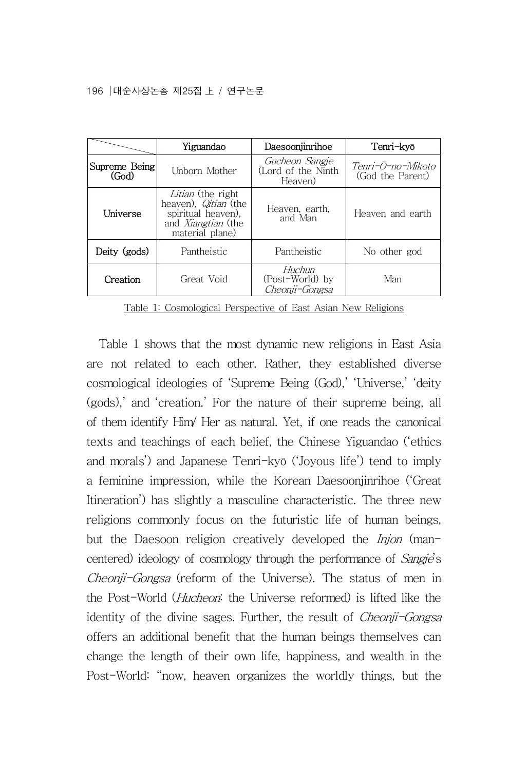| | Yiguandao | Daesoonjinrihoe | Tenri-kyō |
|---|---|---|---|
| Supreme Being (God) | Unborn Mother | *Gucheon Sangje* (Lord of the Ninth Heaven) | *Tenri-Ō-no-Mikoto* (God the Parent) |
| Universe | *Litian* (the right heaven), *Qitian* (the spiritual heaven), and *Xiangtian* (the material plane) | Heaven, earth, and Man | Heaven and earth |
| Deity (gods) | Pantheistic | Pantheistic | No other god |
| Creation | Great Void | *Huchun* (Post-World) by *Cheonji-Gongsa* | Man |

Table 1: Cosmological Perspective of East Asian New Religions

Table 1 shows that the most dynamic new religions in East Asia are not related to each other. Rather, they established diverse cosmological ideologies of 'Supreme Being (God),' 'Universe,' 'deity (gods),' and 'creation.' For the nature of their supreme being, all of them identify Him/ Her as natural. Yet, if one reads the canonical texts and teachings of each belief, the Chinese Yiguandao ('ethics and morals') and Japanese Tenri-kyō ('Joyous life') tend to imply a feminine impression, while the Korean Daesoonjinrihoe ('Great Itineration') has slightly a masculine characteristic. The three new religions commonly focus on the futuristic life of human beings, but the Daesoon religion creatively developed the *Injon* (man-centered) ideology of cosmology through the performance of *Sangje*'s *Cheonji-Gongsa* (reform of the Universe). The status of men in the Post-World (*Hucheon*: the Universe reformed) is lifted like the identity of the divine sages. Further, the result of *Cheonji-Gongsa* offers an additional benefit that the human beings themselves can change the length of their own life, happiness, and wealth in the Post-World: "now, heaven organizes the worldly things, but the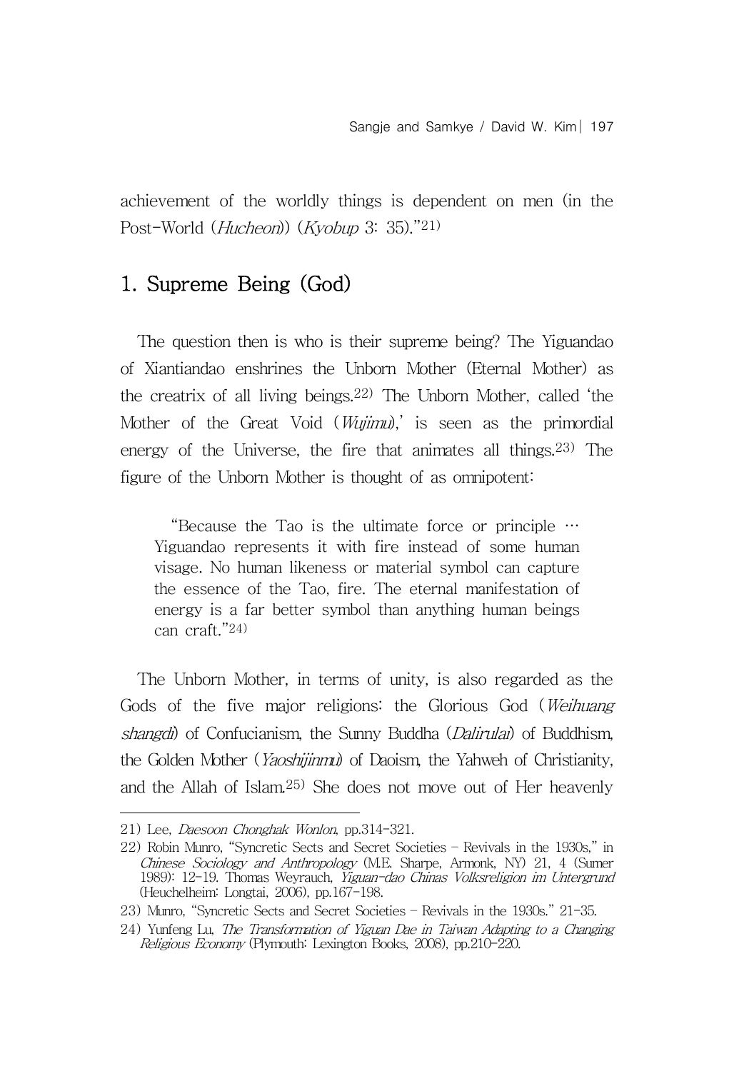achievement of the worldly things is dependent on men (in the Post-World (*Hucheon*)) (*Kyobup* 3: 35)."[21]

## 1. Supreme Being (God)

The question then is who is their supreme being? The Yiguandao of Xiantiandao enshrines the Unborn Mother (Eternal Mother) as the creatrix of all living beings.[22] The Unborn Mother, called 'the Mother of the Great Void (*Wujimu*),' is seen as the primordial energy of the Universe, the fire that animates all things.[23] The figure of the Unborn Mother is thought of as omnipotent:

> "Because the Tao is the ultimate force or principle … Yiguandao represents it with fire instead of some human visage. No human likeness or material symbol can capture the essence of the Tao, fire. The eternal manifestation of energy is a far better symbol than anything human beings can craft."[24]

The Unborn Mother, in terms of unity, is also regarded as the Gods of the five major religions: the Glorious God (*Weihuang shangdi*) of Confucianism, the Sunny Buddha (*Dalirulai*) of Buddhism, the Golden Mother (*Yaoshijinmu*) of Daoism, the Yahweh of Christianity, and the Allah of Islam.[25] She does not move out of Her heavenly

---

21) Lee, *Daesoon Chonghak Wonlon*, pp.314-321.

22) Robin Munro, "Syncretic Sects and Secret Societies – Revivals in the 1930s," in *Chinese Sociology and Anthropology* (M.E. Sharpe, Armonk, NY) 21, 4 (Sumer 1989): 12-19. Thomas Weyrauch, *Yiguan-dao Chinas Volksreligion im Untergrund* (Heuchelheim: Longtai, 2006), pp.167-198.

23) Munro, "Syncretic Sects and Secret Societies – Revivals in the 1930s." 21-35.

24) Yunfeng Lu, *The Transformation of Yiguan Dae in Taiwan Adapting to a Changing Religious Economy* (Plymouth: Lexington Books, 2008), pp.210-220.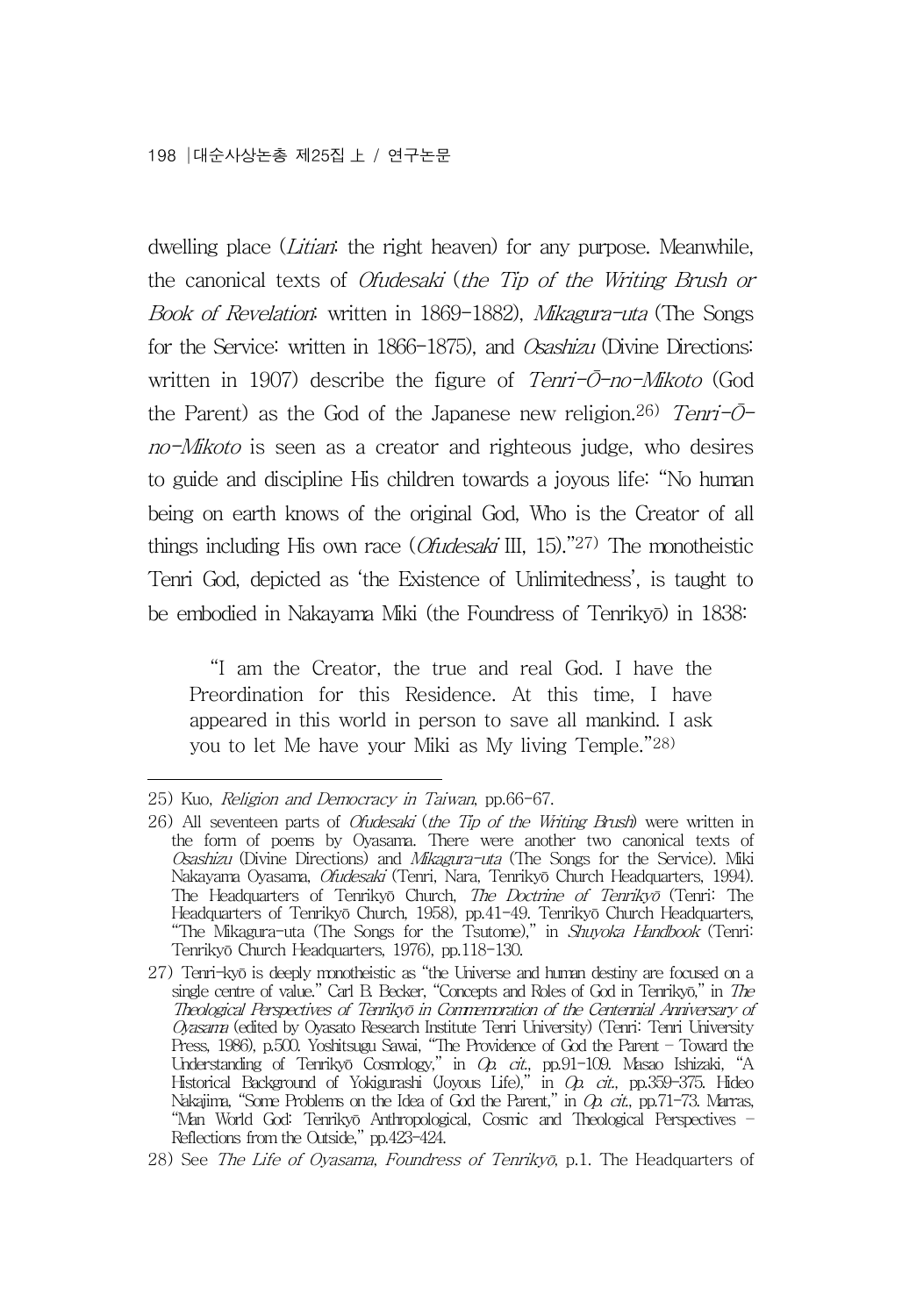dwelling place (*Litian*: the right heaven) for any purpose. Meanwhile, the canonical texts of *Ofudesaki* (*the Tip of the Writing Brush or Book of Revelation*: written in 1869-1882), *Mikagura-uta* (The Songs for the Service: written in 1866-1875), and *Osashizu* (Divine Directions: written in 1907) describe the figure of *Tenri-Ō-no-Mikoto* (God the Parent) as the God of the Japanese new religion.[26] *Tenri-Ō-no-Mikoto* is seen as a creator and righteous judge, who desires to guide and discipline His children towards a joyous life: "No human being on earth knows of the original God, Who is the Creator of all things including His own race (*Ofudesaki* III, 15)."[27] The monotheistic Tenri God, depicted as 'the Existence of Unlimitedness', is taught to be embodied in Nakayama Miki (the Foundress of Tenrikyō) in 1838:

> "I am the Creator, the true and real God. I have the Preordination for this Residence. At this time, I have appeared in this world in person to save all mankind. I ask you to let Me have your Miki as My living Temple."[28]

---

25) Kuo, *Religion and Democracy in Taiwan*, pp.66-67.

26) All seventeen parts of *Ofudesaki* (*the Tip of the Writing Brush*) were written in the form of poems by Oyasama. There were another two canonical texts of *Osashizu* (Divine Directions) and *Mikagura-uta* (The Songs for the Service). Miki Nakayama Oyasama, *Ofudesaki* (Tenri, Nara, Tenrikyō Church Headquarters, 1994). The Headquarters of Tenrikyō Church, *The Doctrine of Tenrikyō* (Tenri: The Headquarters of Tenrikyō Church, 1958), pp.41-49. Tenrikyō Church Headquarters, "The Mikagura-uta (The Songs for the Tsutome)," in *Shuyoka Handbook* (Tenri: Tenrikyō Church Headquarters, 1976), pp.118-130.

27) Tenri-kyō is deeply monotheistic as "the Universe and human destiny are focused on a single centre of value." Carl B. Becker, "Concepts and Roles of God in Tenrikyō," in *The Theological Perspectives of Tenrikyō in Commemoration of the Centennial Anniversary of Oyasama* (edited by Oyasato Research Institute Tenri University) (Tenri: Tenri University Press, 1986), p.500. Yoshitsugu Sawai, "The Providence of God the Parent – Toward the Understanding of Tenrikyō Cosmology," in *Op. cit.*, pp.91-109. Masao Ishizaki, "A Historical Background of Yokigurashi (Joyous Life)," in *Op. cit.*, pp.359-375. Hideo Nakajima, "Some Problems on the Idea of God the Parent," in *Op. cit.*, pp.71-73. Marras, "Man World God: Tenrikyō Anthropological, Cosmic and Theological Perspectives – Reflections from the Outside," pp.423-424.

28) See *The Life of Oyasama, Foundress of Tenrikyō*, p.1. The Headquarters of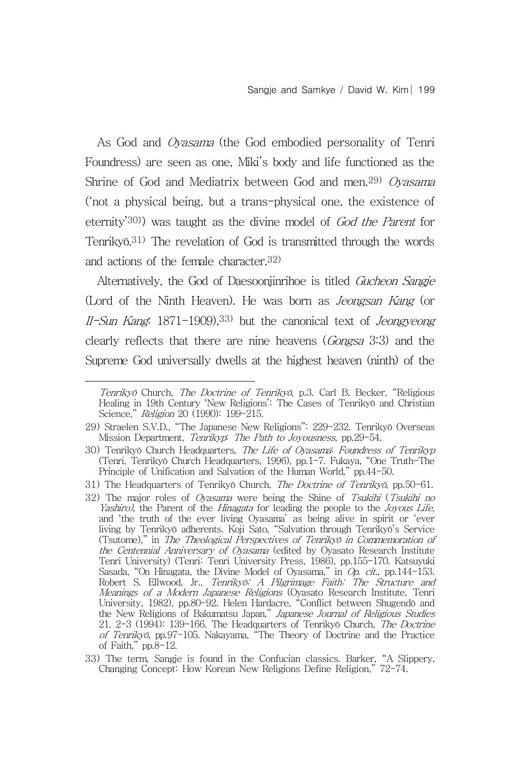As God and *Oyasama* (the God embodied personality of Tenri Foundress) are seen as one, Miki's body and life functioned as the Shrine of God and Mediatrix between God and men.[29] *Oyasama* ('not a physical being, but a trans-physical one, the existence of eternity'[30]) was taught as the divine model of *God the Parent* for Tenrikyō.[31] The revelation of God is transmitted through the words and actions of the female character.[32]

Alternatively, the God of Daesoonjinrihoe is titled *Gucheon Sangje* (Lord of the Ninth Heaven). He was born as *Jeongsan Kang* (or *Il-Sun Kang*: 1871-1909),[33] but the canonical text of *Jeongyeong* clearly reflects that there are nine heavens (*Gongsa* 3:3) and the Supreme God universally dwells at the highest heaven (ninth) of the

---

*Tenrikyō* Church, *The Doctrine of Tenrikyō*, p.3. Carl B. Becker, "Religious Healing in 19th Century 'New Religions': The Cases of Tenrikyō and Christian Science," *Religion* 20 (1990): 199-215.

29) Straelen S.V.D., "The Japanese New Religions": 229-232. Tenrikyō Overseas Mission Department, *Tenrikyp: The Path to Joyousness*, pp.29-54.

30) Tenrikyō Church Headquarters, *The Life of Oyasama: Foundress of Tenrikyp* (Tenri, Tenrikyō Church Headquarters, 1996), pp.1-7. Fukaya, "One Truth-The Principle of Unification and Salvation of the Human World," pp.44-50.

31) The Headquarters of Tenrikyō Church, *The Doctrine of Tenrikyō*, pp.50-61.

32) The major roles of *Oyasama* were being the Shine of *Tsukihi* (*Tsukihi no Yashiro)*, the Parent of the *Hinagata* for leading the people to the *Joyous Life*, and 'the truth of the ever living Oyasama' as being alive in spirit or 'ever living by Tenrikyō adherents. Koji Sato, "Salvation through Tenrikyō's Service (Tsutome)," in *The Theological Perspectives of Tenrikyō in Commemoration of the Centennial Anniversary of Oyasama* (edited by Oyasato Research Institute Tenri University) (Tenri: Tenri University Press, 1986), pp.155-170. Katsuyuki Sasada, "On Hinagata, the Divine Model of Oyasama," in *Op. cit.*, pp.144-153. Robert S. Ellwood, Jr., *Tenrikyō: A Pilgrimage Faith: The Structure and Meanings of a Modern Japanese Religions* (Oyasato Research Institute, Tenri University, 1982), pp.80-92. Helen Hardacre, "Conflict between Shugendō and the New Religions of Bakumatsu Japan," *Japanese Journal of Religious Studies* 21, 2-3 (1994): 139-166. The Headquarters of Tenrikyō Church, *The Doctrine of Tenrikyō*, pp.97-105. Nakayama, "The Theory of Doctrine and the Practice of Faith," pp.8-12.

33) The term, Sangje is found in the Confucian classics. Barker, "A Slippery, Changing Concept: How Korean New Religions Define Religion," 72-74.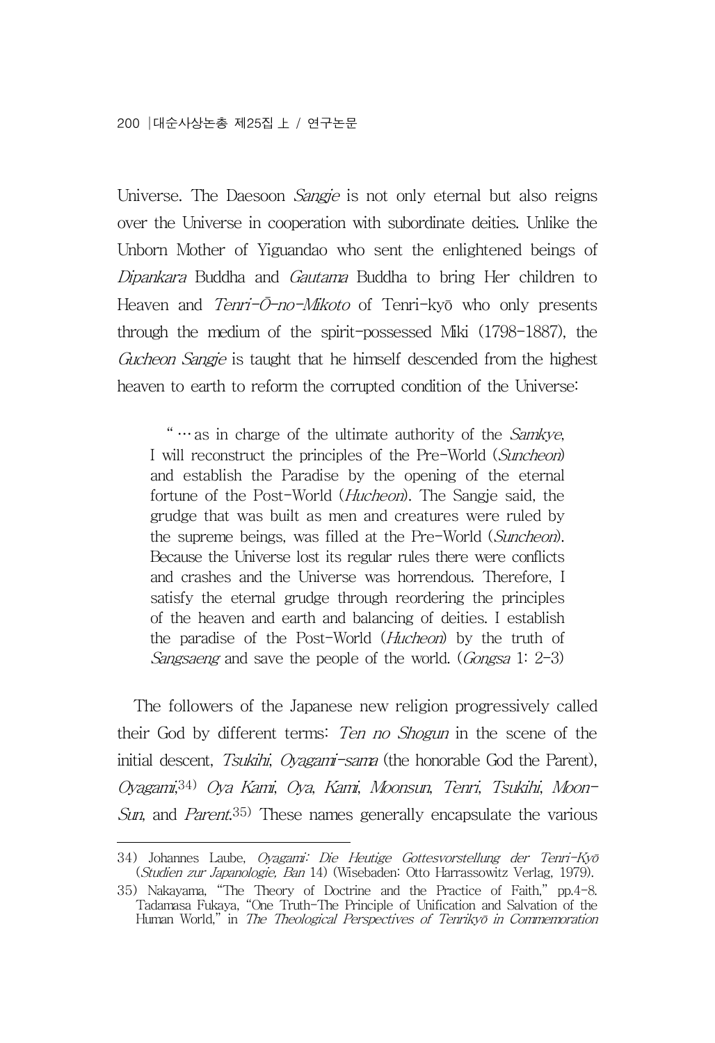Universe. The Daesoon *Sangje* is not only eternal but also reigns over the Universe in cooperation with subordinate deities. Unlike the Unborn Mother of Yiguandao who sent the enlightened beings of *Dipankara* Buddha and *Gautama* Buddha to bring Her children to Heaven and *Tenri-Ō-no-Mikoto* of Tenri-kyō who only presents through the medium of the spirit-possessed Miki (1798-1887), the *Gucheon Sangje* is taught that he himself descended from the highest heaven to earth to reform the corrupted condition of the Universe:

> "…as in charge of the ultimate authority of the *Samkye*, I will reconstruct the principles of the Pre-World (*Suncheon*) and establish the Paradise by the opening of the eternal fortune of the Post-World (*Hucheon*). The Sangje said, the grudge that was built as men and creatures were ruled by the supreme beings, was filled at the Pre-World (*Suncheon*). Because the Universe lost its regular rules there were conflicts and crashes and the Universe was horrendous. Therefore, I satisfy the eternal grudge through reordering the principles of the heaven and earth and balancing of deities. I establish the paradise of the Post-World (*Hucheon*) by the truth of *Sangsaeng* and save the people of the world. (*Gongsa* 1: 2-3)

The followers of the Japanese new religion progressively called their God by different terms: *Ten no Shogun* in the scene of the initial descent, *Tsukihi*, *Oyagami-sama* (the honorable God the Parent), *Oyagami*,[34] *Oya Kami*, *Oya*, *Kami*, *Moonsun*, *Tenri*, *Tsukihi*, *Moon-Sun*, and *Parent*.[35] These names generally encapsulate the various

---

34) Johannes Laube, *Oyagami: Die Heutige Gottesvorstellung der Tenri-Kyō* (*Studien zur Japanologie, Ban* 14) (Wisebaden: Otto Harrassowitz Verlag, 1979).

35) Nakayama, "The Theory of Doctrine and the Practice of Faith," pp.4-8. Tadamasa Fukaya, "One Truth-The Principle of Unification and Salvation of the Human World," in *The Theological Perspectives of Tenrikyō in Commemoration*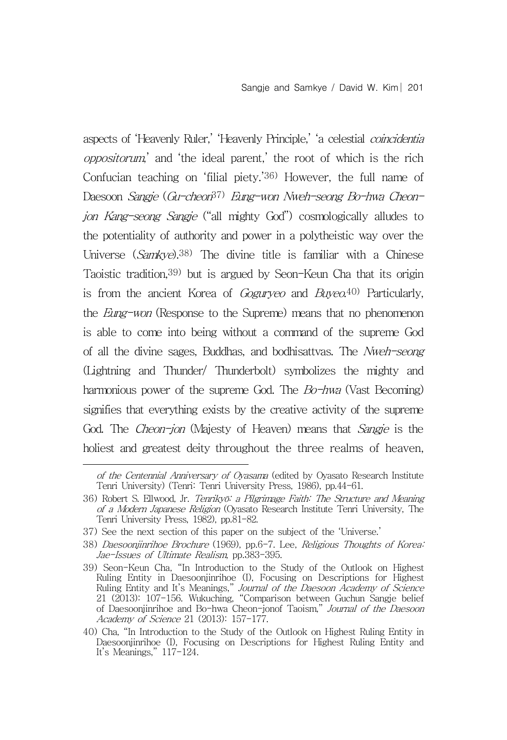aspects of 'Heavenly Ruler,' 'Heavenly Principle,' 'a celestial *coincidentia oppositorum*,' and 'the ideal parent,' the root of which is the rich Confucian teaching on 'filial piety.'[36] However, the full name of Daesoon *Sangje* (*Gu-cheon*[37] *Eung-won Nweh-seong Bo-hwa Cheon-jon Kang-seong Sangje* ("all mighty God") cosmologically alludes to the potentiality of authority and power in a polytheistic way over the Universe (*Samkye*).[38] The divine title is familiar with a Chinese Taoistic tradition,[39] but is argued by Seon-Keun Cha that its origin is from the ancient Korea of *Goguryeo* and *Buyeo*.[40] Particularly, the *Eung-won* (Response to the Supreme) means that no phenomenon is able to come into being without a command of the supreme God of all the divine sages, Buddhas, and bodhisattvas. The *Nweh-seong* (Lightning and Thunder/ Thunderbolt) symbolizes the mighty and harmonious power of the supreme God. The *Bo-hwa* (Vast Becoming) signifies that everything exists by the creative activity of the supreme God. The *Cheon-jon* (Majesty of Heaven) means that *Sangje* is the holiest and greatest deity throughout the three realms of heaven,

---

*of the Centennial Anniversary of Oyasama* (edited by Oyasato Research Institute Tenri University) (Tenri: Tenri University Press, 1986), pp.44-61.

36) Robert S. Ellwood, Jr. *Tenrikyō: a Pilgrimage Faith: The Structure and Meaning of a Modern Japanese Religion* (Oyasato Research Institute Tenri University, The Tenri University Press, 1982), pp.81-82.

37) See the next section of this paper on the subject of the 'Universe.'

38) *Daesoonjinrihoe Brochure* (1969), pp.6-7. Lee, *Religious Thoughts of Korea: Jae-Issues of Ultimate Realism*, pp.383-395.

39) Seon-Keun Cha, "In Introduction to the Study of the Outlook on Highest Ruling Entity in Daesoonjinrihoe (I), Focusing on Descriptions for Highest Ruling Entity and It's Meanings," *Journal of the Daesoon Academy of Science* 21 (2013): 107-156. Wukuching, "Comparison between Guchun Sangje belief of Daesoonjinrihoe and Bo-hwa Cheon-jonof Taoism," *Journal of the Daesoon Academy of Science* 21 (2013): 157-177.

40) Cha, "In Introduction to the Study of the Outlook on Highest Ruling Entity in Daesoonjinrihoe (I), Focusing on Descriptions for Highest Ruling Entity and It's Meanings," 117-124.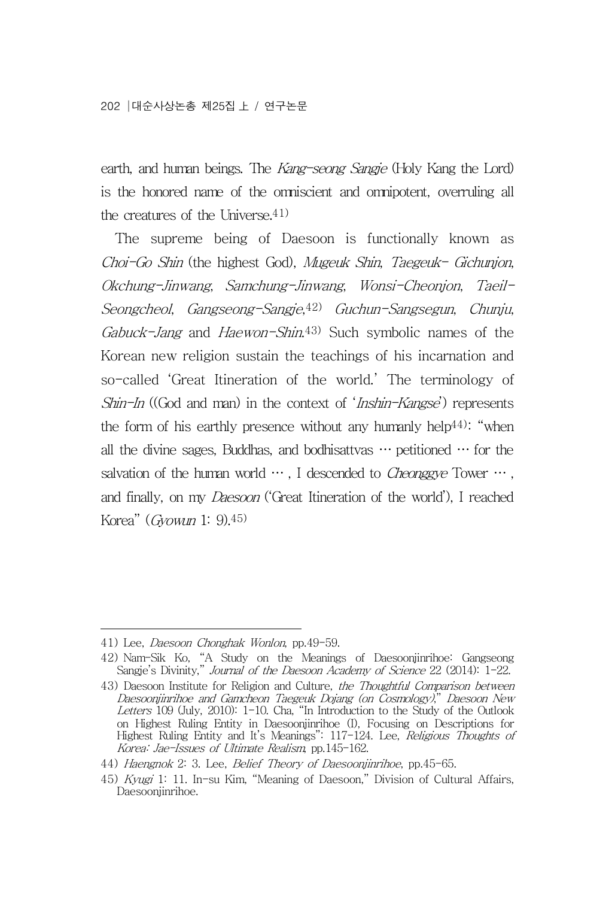earth, and human beings. The *Kang-seong Sangje* (Holy Kang the Lord) is the honored name of the omniscient and omnipotent, overruling all the creatures of the Universe.[41)]

The supreme being of Daesoon is functionally known as *Choi-Go Shin* (the highest God), *Mugeuk Shin*, *Taegeuk- Gichunjon*, *Okchung-Jinwang*, *Samchung-Jinwang*, *Wonsi-Cheonjon*, *Taeil-Seongcheol*, *Gangseong-Sangje*,[42)] *Guchun-Sangsegun*, *Chunju*, *Gabuck-Jang* and *Haewon-Shin*.[43)] Such symbolic names of the Korean new religion sustain the teachings of his incarnation and so-called 'Great Itineration of the world.' The terminology of *Shin-In* ((God and man) in the context of '*Inshin-Kangse*') represents the form of his earthly presence without any humanly help[44)]: "when all the divine sages, Buddhas, and bodhisattvas … petitioned … for the salvation of the human world … , I descended to *Cheonggye* Tower … , and finally, on my *Daesoon* ('Great Itineration of the world'), I reached Korea" (*Gyowun* 1: 9).[45)]

---

41) Lee, *Daesoon Chonghak Wonlon*, pp.49-59.

42) Nam-Sik Ko, "A Study on the Meanings of Daesoonjinrihoe: Gangseong Sangje's Divinity," *Journal of the Daesoon Academy of Science* 22 (2014): 1-22.

43) Daesoon Institute for Religion and Culture, *the Thoughtful Comparison between Daesoonjinrihoe and Gamcheon Taegeuk Dojang (on Cosmology)*," *Daesoon New Letters* 109 (July, 2010): 1-10. Cha, "In Introduction to the Study of the Outlook on Highest Ruling Entity in Daesoonjinrihoe (I), Focusing on Descriptions for Highest Ruling Entity and It's Meanings": 117-124. Lee, *Religious Thoughts of Korea: Jae-Issues of Ultimate Realism*, pp.145-162.

44) *Haengnok* 2: 3. Lee, *Belief Theory of Daesoonjinrihoe*, pp.45-65.

45) *Kyugi* 1: 11. In-su Kim, "Meaning of Daesoon," Division of Cultural Affairs, Daesoonjinrihoe.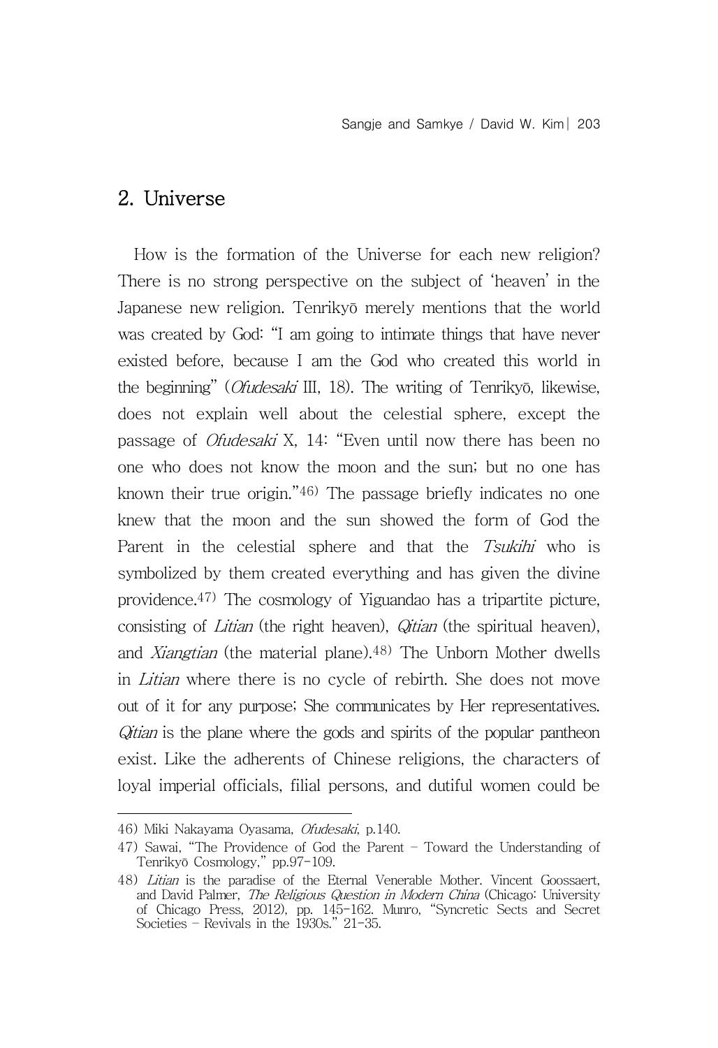## 2. Universe

How is the formation of the Universe for each new religion? There is no strong perspective on the subject of 'heaven' in the Japanese new religion. Tenrikyō merely mentions that the world was created by God: "I am going to intimate things that have never existed before, because I am the God who created this world in the beginning" (*Ofudesaki* III, 18). The writing of Tenrikyō, likewise, does not explain well about the celestial sphere, except the passage of *Ofudesaki* X, 14: "Even until now there has been no one who does not know the moon and the sun; but no one has known their true origin."[46] The passage briefly indicates no one knew that the moon and the sun showed the form of God the Parent in the celestial sphere and that the *Tsukihi* who is symbolized by them created everything and has given the divine providence.[47] The cosmology of Yiguandao has a tripartite picture, consisting of *Litian* (the right heaven), *Qitian* (the spiritual heaven), and *Xiangtian* (the material plane).[48] The Unborn Mother dwells in *Litian* where there is no cycle of rebirth. She does not move out of it for any purpose; She communicates by Her representatives. *Qitian* is the plane where the gods and spirits of the popular pantheon exist. Like the adherents of Chinese religions, the characters of loyal imperial officials, filial persons, and dutiful women could be

---

46) Miki Nakayama Oyasama, *Ofudesaki*, p.140.

47) Sawai, "The Providence of God the Parent – Toward the Understanding of Tenrikyō Cosmology," pp.97-109.

48) *Litian* is the paradise of the Eternal Venerable Mother. Vincent Goossaert, and David Palmer, *The Religious Question in Modern China* (Chicago: University of Chicago Press, 2012), pp. 145-162. Munro, "Syncretic Sects and Secret Societies – Revivals in the 1930s." 21-35.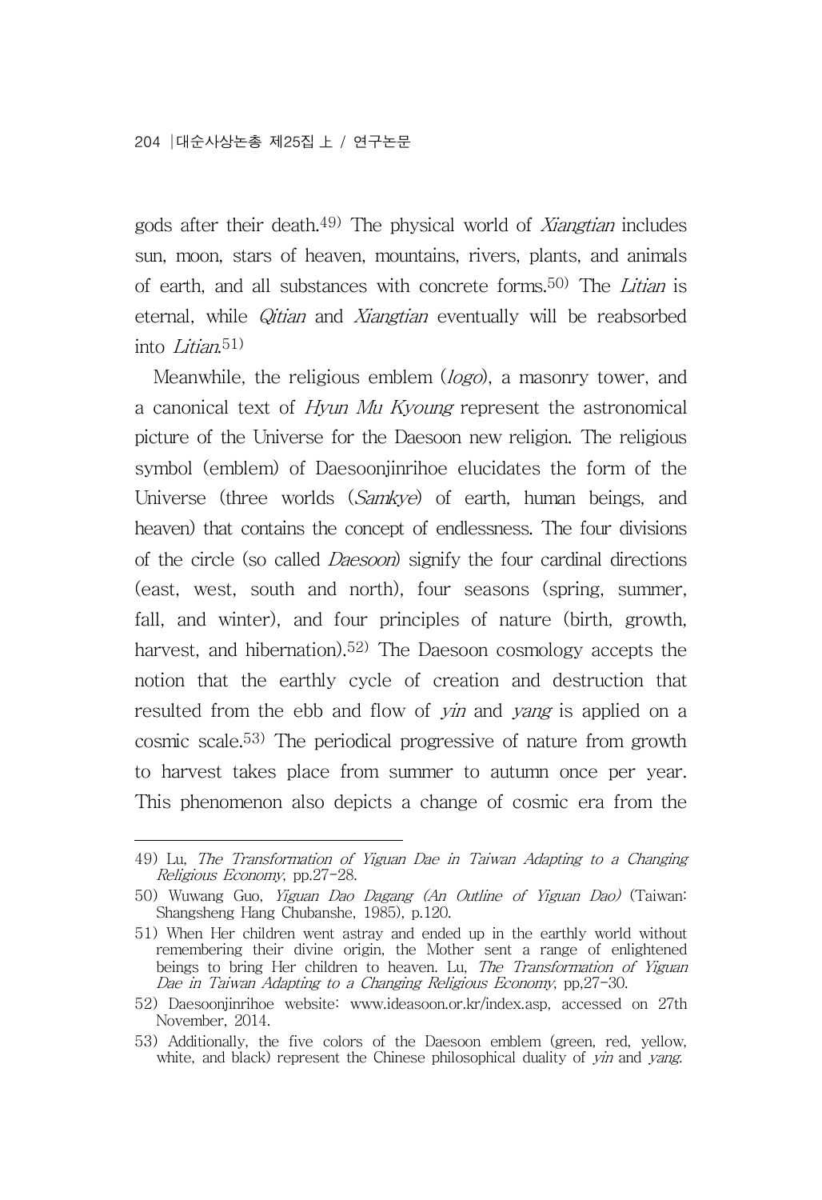gods after their death.[49] The physical world of *Xiangtian* includes sun, moon, stars of heaven, mountains, rivers, plants, and animals of earth, and all substances with concrete forms.[50] The *Litian* is eternal, while *Qitian* and *Xiangtian* eventually will be reabsorbed into *Litian*.[51]

Meanwhile, the religious emblem (*logo*), a masonry tower, and a canonical text of *Hyun Mu Kyoung* represent the astronomical picture of the Universe for the Daesoon new religion. The religious symbol (emblem) of Daesoonjinrihoe elucidates the form of the Universe (three worlds (*Samkye*) of earth, human beings, and heaven) that contains the concept of endlessness. The four divisions of the circle (so called *Daesoon*) signify the four cardinal directions (east, west, south and north), four seasons (spring, summer, fall, and winter), and four principles of nature (birth, growth, harvest, and hibernation).[52] The Daesoon cosmology accepts the notion that the earthly cycle of creation and destruction that resulted from the ebb and flow of *yin* and *yang* is applied on a cosmic scale.[53] The periodical progressive of nature from growth to harvest takes place from summer to autumn once per year. This phenomenon also depicts a change of cosmic era from the

---

49) Lu, *The Transformation of Yiguan Dae in Taiwan Adapting to a Changing Religious Economy*, pp.27-28.

50) Wuwang Guo, *Yiguan Dao Dagang (An Outline of Yiguan Dao)* (Taiwan: Shangsheng Hang Chubanshe, 1985), p.120.

51) When Her children went astray and ended up in the earthly world without remembering their divine origin, the Mother sent a range of enlightened beings to bring Her children to heaven. Lu, *The Transformation of Yiguan Dae in Taiwan Adapting to a Changing Religious Economy*, pp,27-30.

52) Daesoonjinrihoe website: www.ideasoon.or.kr/index.asp, accessed on 27th November, 2014.

53) Additionally, the five colors of the Daesoon emblem (green, red, yellow, white, and black) represent the Chinese philosophical duality of *yin* and *yang*.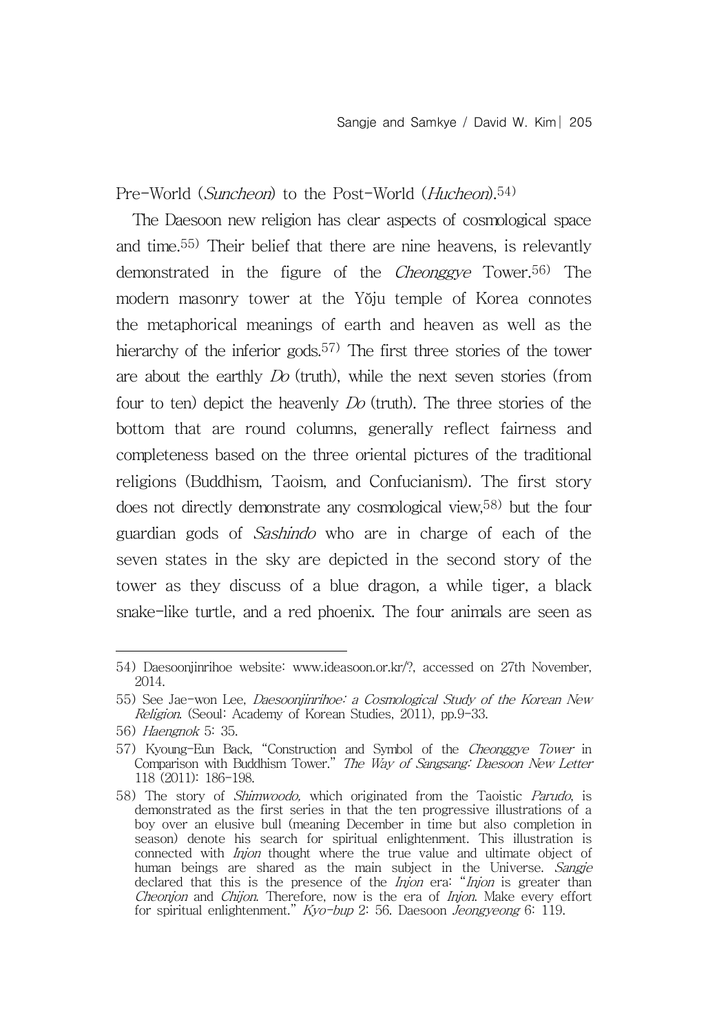Pre-World (*Suncheon*) to the Post-World (*Hucheon*).[54]

The Daesoon new religion has clear aspects of cosmological space and time.[55] Their belief that there are nine heavens, is relevantly demonstrated in the figure of the *Cheonggye* Tower.[56] The modern masonry tower at the Yŏju temple of Korea connotes the metaphorical meanings of earth and heaven as well as the hierarchy of the inferior gods.[57] The first three stories of the tower are about the earthly *Do* (truth), while the next seven stories (from four to ten) depict the heavenly *Do* (truth). The three stories of the bottom that are round columns, generally reflect fairness and completeness based on the three oriental pictures of the traditional religions (Buddhism, Taoism, and Confucianism). The first story does not directly demonstrate any cosmological view,[58] but the four guardian gods of *Sashindo* who are in charge of each of the seven states in the sky are depicted in the second story of the tower as they discuss of a blue dragon, a while tiger, a black snake-like turtle, and a red phoenix. The four animals are seen as

---

54) Daesoonjinrihoe website: www.ideasoon.or.kr/?, accessed on 27th November, 2014.

55) See Jae-won Lee, *Daesoonjinrihoe: a Cosmological Study of the Korean New Religion*. (Seoul: Academy of Korean Studies, 2011), pp.9-33.

56) *Haengnok* 5: 35.

57) Kyoung-Eun Back, "Construction and Symbol of the *Cheonggye Tower* in Comparison with Buddhism Tower." *The Way of Sangsang: Daesoon New Letter* 118 (2011): 186-198.

58) The story of *Shimwoodo,* which originated from the Taoistic *Parudo*, is demonstrated as the first series in that the ten progressive illustrations of a boy over an elusive bull (meaning December in time but also completion in season) denote his search for spiritual enlightenment. This illustration is connected with *Injon* thought where the true value and ultimate object of human beings are shared as the main subject in the Universe. *Sangje* declared that this is the presence of the *Injon* era: "*Injon* is greater than *Cheonjon* and *Chijon*. Therefore, now is the era of *Injon*. Make every effort for spiritual enlightenment." *Kyo-bup* 2: 56. Daesoon *Jeongyeong* 6: 119.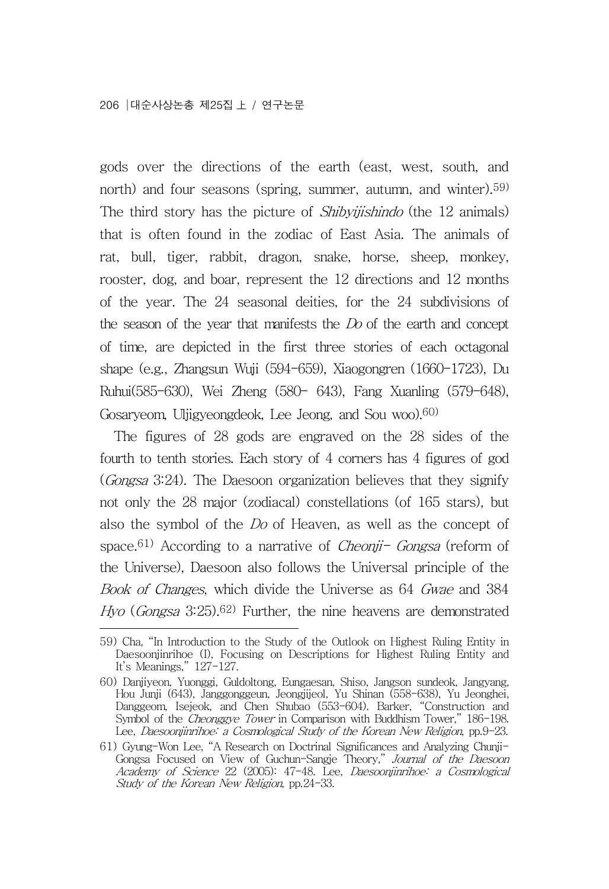gods over the directions of the earth (east, west, south, and north) and four seasons (spring, summer, autumn, and winter).[59] The third story has the picture of *Shibyijishindo* (the 12 animals) that is often found in the zodiac of East Asia. The animals of rat, bull, tiger, rabbit, dragon, snake, horse, sheep, monkey, rooster, dog, and boar, represent the 12 directions and 12 months of the year. The 24 seasonal deities, for the 24 subdivisions of the season of the year that manifests the *Do* of the earth and concept of time, are depicted in the first three stories of each octagonal shape (e.g., Zhangsun Wuji (594-659), Xiaogongren (1660-1723), Du Ruhui(585-630), Wei Zheng (580- 643), Fang Xuanling (579-648), Gosaryeom, Uljigyeongdeok, Lee Jeong, and Sou woo).[60]

The figures of 28 gods are engraved on the 28 sides of the fourth to tenth stories. Each story of 4 corners has 4 figures of god (*Gongsa* 3:24). The Daesoon organization believes that they signify not only the 28 major (zodiacal) constellations (of 165 stars), but also the symbol of the *Do* of Heaven, as well as the concept of space.[61] According to a narrative of *Cheonji- Gongsa* (reform of the Universe), Daesoon also follows the Universal principle of the *Book of Changes*, which divide the Universe as 64 *Gwae* and 384 *Hyo* (*Gongsa* 3:25).[62] Further, the nine heavens are demonstrated

---

59) Cha, "In Introduction to the Study of the Outlook on Highest Ruling Entity in Daesoonjinrihoe (I), Focusing on Descriptions for Highest Ruling Entity and It's Meanings," 127-127.

60) Danjiyeon, Yuonggi, Guldoltong, Eungaesan, Shiso, Jangson sundeok, Jangyang, Hou Junji (643), Janggonggeun, Jeongjijeol, Yu Shinan (558-638), Yu Jeonghei, Danggeom, Isejeok, and Chen Shubao (553-604). Barker, "Construction and Symbol of the *Cheonggye Tower* in Comparison with Buddhism Tower," 186-198. Lee, *Daesoonjinrihoe: a Cosmological Study of the Korean New Religion*, pp.9-23.

61) Gyung-Won Lee, "A Research on Doctrinal Significances and Analyzing Chunji-Gongsa Focused on View of Guchun-Sangje Theory," *Journal of the Daesoon Academy of Science* 22 (2005): 47-48. Lee, *Daesoonjinrihoe: a Cosmological Study of the Korean New Religion*, pp.24-33.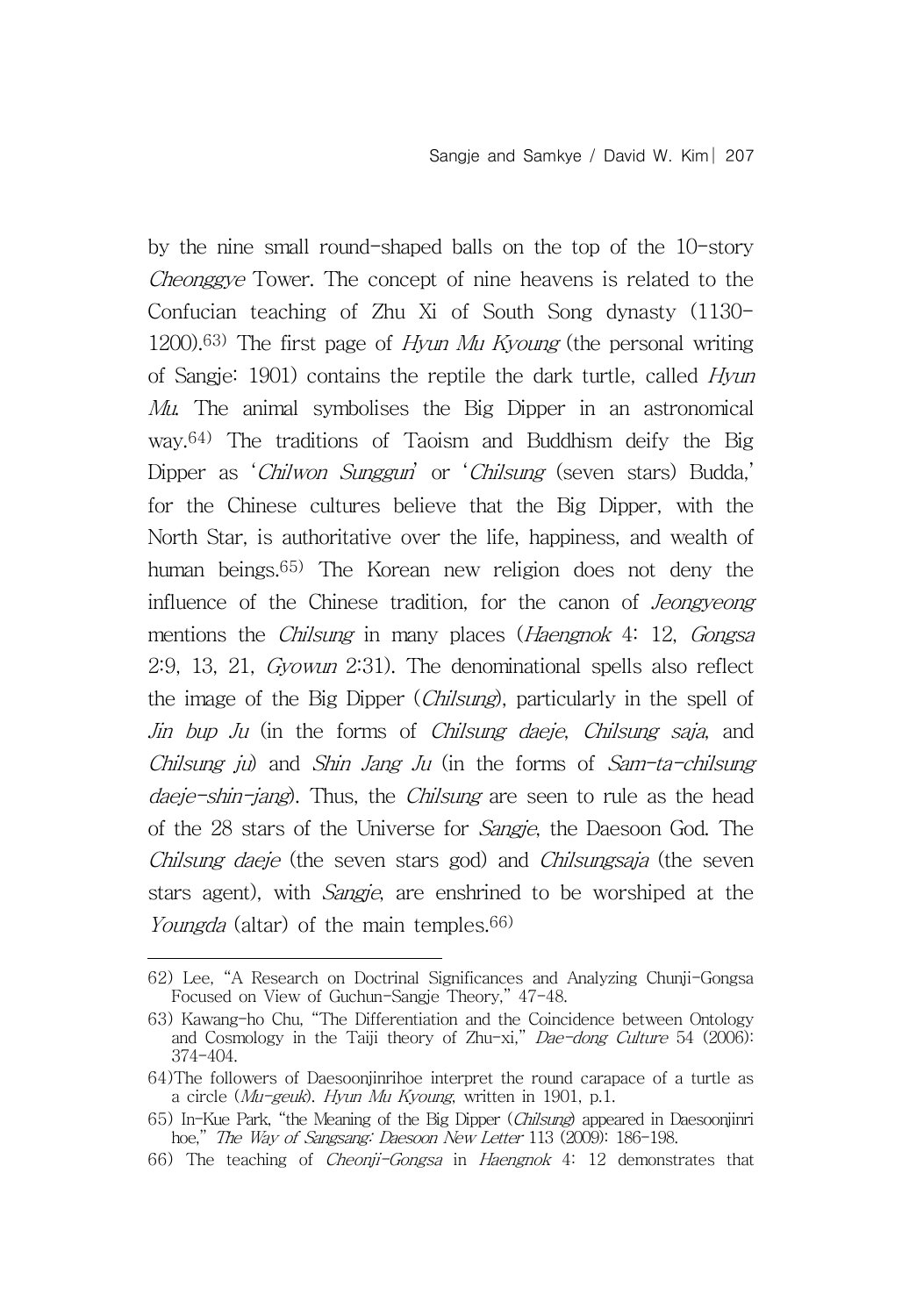by the nine small round-shaped balls on the top of the 10-story *Cheonggye* Tower. The concept of nine heavens is related to the Confucian teaching of Zhu Xi of South Song dynasty (1130-1200).[63] The first page of *Hyun Mu Kyoung* (the personal writing of Sangje: 1901) contains the reptile the dark turtle, called *Hyun Mu*. The animal symbolises the Big Dipper in an astronomical way.[64] The traditions of Taoism and Buddhism deify the Big Dipper as '*Chilwon Sunggun*' or '*Chilsung* (seven stars) Budda,' for the Chinese cultures believe that the Big Dipper, with the North Star, is authoritative over the life, happiness, and wealth of human beings.[65] The Korean new religion does not deny the influence of the Chinese tradition, for the canon of *Jeongyeong* mentions the *Chilsung* in many places (*Haengnok* 4: 12, *Gongsa* 2:9, 13, 21, *Gyowun* 2:31). The denominational spells also reflect the image of the Big Dipper (*Chilsung*), particularly in the spell of *Jin bup Ju* (in the forms of *Chilsung daeje*, *Chilsung saja*, and *Chilsung ju*) and *Shin Jang Ju* (in the forms of *Sam-ta-chilsung daeje-shin-jang*). Thus, the *Chilsung* are seen to rule as the head of the 28 stars of the Universe for *Sangje*, the Daesoon God. The *Chilsung daeje* (the seven stars god) and *Chilsungsaja* (the seven stars agent), with *Sangje*, are enshrined to be worshiped at the *Youngda* (altar) of the main temples.[66]

---

62) Lee, "A Research on Doctrinal Significances and Analyzing Chunji-Gongsa Focused on View of Guchun-Sangje Theory," 47-48.

63) Kawang-ho Chu, "The Differentiation and the Coincidence between Ontology and Cosmology in the Taiji theory of Zhu-xi," *Dae-dong Culture* 54 (2006): 374-404.

64)The followers of Daesoonjinrihoe interpret the round carapace of a turtle as a circle (*Mu-geuk*). *Hyun Mu Kyoung*, written in 1901, p.1.

65) In-Kue Park, "the Meaning of the Big Dipper (*Chilsung*) appeared in Daesoonjinri hoe," *The Way of Sangsang: Daesoon New Letter* 113 (2009): 186-198.

66) The teaching of *Cheonji-Gongsa* in *Haengnok* 4: 12 demonstrates that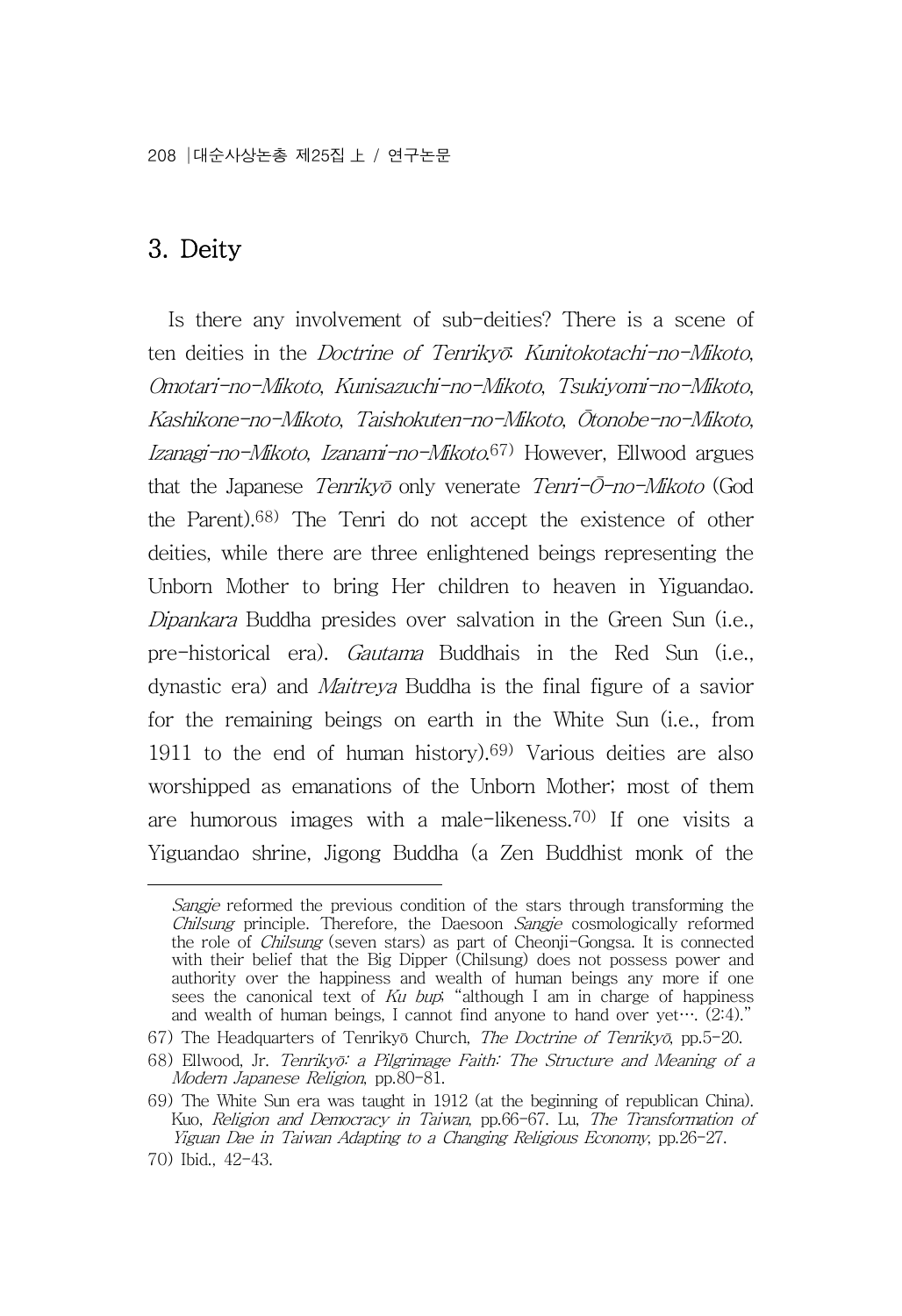## 3. Deity

Is there any involvement of sub-deities? There is a scene of ten deities in the *Doctrine of Tenrikyō*: *Kunitokotachi-no-Mikoto*, *Omotari-no-Mikoto*, *Kunisazuchi-no-Mikoto*, *Tsukiyomi-no-Mikoto*, *Kashikone-no-Mikoto*, *Taishokuten-no-Mikoto*, *Ōtonobe-no-Mikoto*, *Izanagi-no-Mikoto*, *Izanami-no-Mikoto*.[67] However, Ellwood argues that the Japanese *Tenrikyō* only venerate *Tenri-Ō-no-Mikoto* (God the Parent).[68] The Tenri do not accept the existence of other deities, while there are three enlightened beings representing the Unborn Mother to bring Her children to heaven in Yiguandao. *Dipankara* Buddha presides over salvation in the Green Sun (i.e., pre-historical era). *Gautama* Buddhais in the Red Sun (i.e., dynastic era) and *Maitreya* Buddha is the final figure of a savior for the remaining beings on earth in the White Sun (i.e., from 1911 to the end of human history).[69] Various deities are also worshipped as emanations of the Unborn Mother; most of them are humorous images with a male-likeness.[70] If one visits a Yiguandao shrine, Jigong Buddha (a Zen Buddhist monk of the

---

*Sangje* reformed the previous condition of the stars through transforming the *Chilsung* principle. Therefore, the Daesoon *Sangje* cosmologically reformed the role of *Chilsung* (seven stars) as part of Cheonji-Gongsa. It is connected with their belief that the Big Dipper (Chilsung) does not possess power and authority over the happiness and wealth of human beings any more if one sees the canonical text of *Ku bup*: "although I am in charge of happiness and wealth of human beings, I cannot find anyone to hand over yet…. (2:4)."

67) The Headquarters of Tenrikyō Church, *The Doctrine of Tenrikyō*, pp.5-20.

68) Ellwood, Jr. *Tenrikyō: a Pilgrimage Faith: The Structure and Meaning of a Modern Japanese Religion*, pp.80-81.

69) The White Sun era was taught in 1912 (at the beginning of republican China). Kuo, *Religion and Democracy in Taiwan*, pp.66-67. Lu, *The Transformation of Yiguan Dae in Taiwan Adapting to a Changing Religious Economy*, pp.26-27.

70) Ibid., 42-43.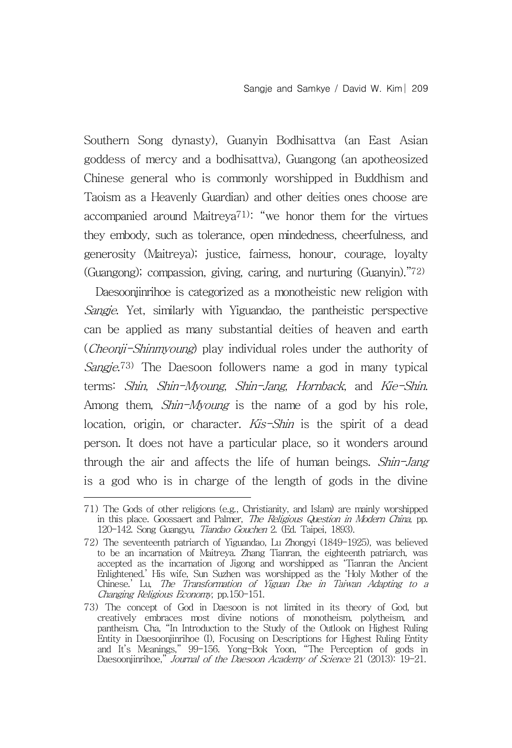Southern Song dynasty), Guanyin Bodhisattva (an East Asian goddess of mercy and a bodhisattva), Guangong (an apotheosized Chinese general who is commonly worshipped in Buddhism and Taoism as a Heavenly Guardian) and other deities ones choose are accompanied around Maitreya[71]: "we honor them for the virtues they embody, such as tolerance, open mindedness, cheerfulness, and generosity (Maitreya); justice, fairness, honour, courage, loyalty (Guangong); compassion, giving, caring, and nurturing (Guanyin)."[72]

Daesoonjinrihoe is categorized as a monotheistic new religion with *Sangje*. Yet, similarly with Yiguandao, the pantheistic perspective can be applied as many substantial deities of heaven and earth (*Cheonji-Shinmyoung*) play individual roles under the authority of *Sangje*.[73] The Daesoon followers name a god in many typical terms: *Shin*, *Shin-Myoung*, *Shin-Jang*, *Hornback*, and *Kie-Shin*. Among them, *Shin-Myoung* is the name of a god by his role, location, origin, or character. *Kis-Shin* is the spirit of a dead person. It does not have a particular place, so it wonders around through the air and affects the life of human beings. *Shin-Jang* is a god who is in charge of the length of gods in the divine

---

71) The Gods of other religions (e.g., Christianity, and Islam) are mainly worshipped in this place. Goossaert and Palmer, *The Religious Question in Modern China*, pp. 120-142. Song Guangyu, *Tiandao Gouchen* 2. (Ed. Taipei, 1893).

72) The seventeenth patriarch of Yiguandao, Lu Zhongyi (1849-1925), was believed to be an incarnation of Maitreya. Zhang Tianran, the eighteenth patriarch, was accepted as the incarnation of Jigong and worshipped as 'Tianran the Ancient Enlightened.' His wife, Sun Suzhen was worshipped as the 'Holy Mother of the Chinese.' Lu, *The Transformation of Yiguan Dae in Taiwan Adapting to a Changing Religious Economy*, pp.150-151.

73) The concept of God in Daesoon is not limited in its theory of God, but creatively embraces most divine notions of monotheism, polytheism, and pantheism. Cha, "In Introduction to the Study of the Outlook on Highest Ruling Entity in Daesoonjinrihoe (I), Focusing on Descriptions for Highest Ruling Entity and It's Meanings," 99-156. Yong-Bok Yoon, "The Perception of gods in Daesoonjinrihoe," *Journal of the Daesoon Academy of Science* 21 (2013): 19-21.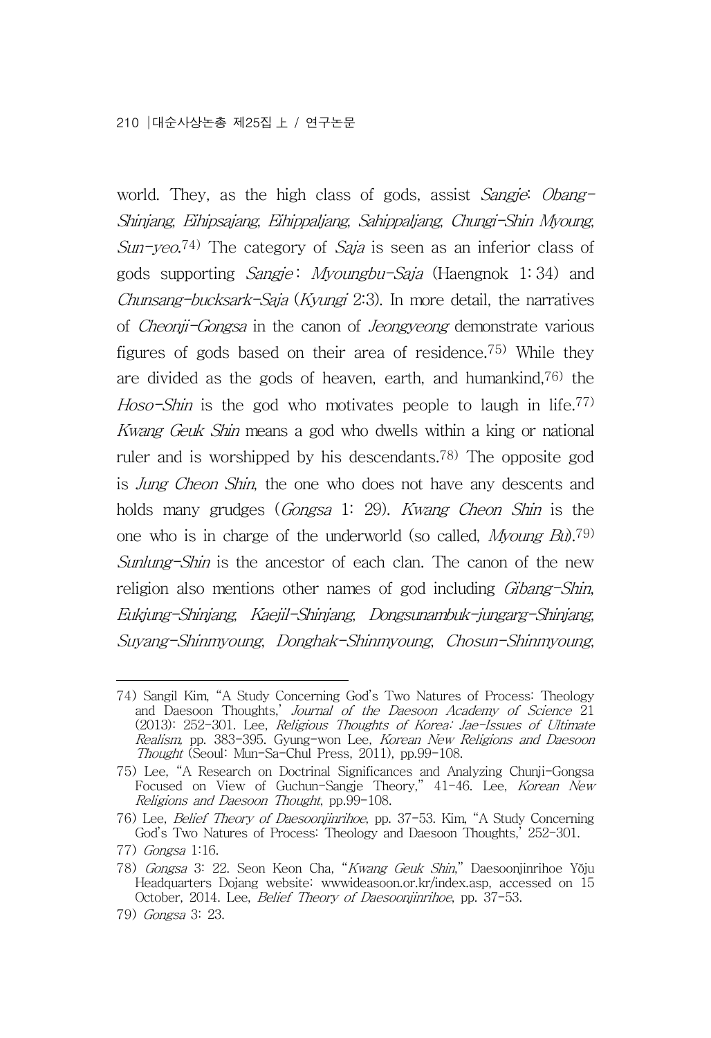world. They, as the high class of gods, assist *Sangje*: *Obang-Shinjang*, *Eihipsajang*, *Eihippaljang*, *Sahippaljang*, *Chungi-Shin Myoung*, *Sun-yeo*.[74] The category of *Saja* is seen as an inferior class of gods supporting *Sangje* : *Myoungbu-Saja* (Haengnok 1: 34) and *Chunsang-bucksark-Saja* (*Kyungi* 2:3). In more detail, the narratives of *Cheonji-Gongsa* in the canon of *Jeongyeong* demonstrate various figures of gods based on their area of residence.[75] While they are divided as the gods of heaven, earth, and humankind,[76] the *Hoso-Shin* is the god who motivates people to laugh in life.[77] *Kwang Geuk Shin* means a god who dwells within a king or national ruler and is worshipped by his descendants.[78] The opposite god is *Jung Cheon Shin*, the one who does not have any descents and holds many grudges (*Gongsa* 1: 29). *Kwang Cheon Shin* is the one who is in charge of the underworld (so called, *Myoung Bu*).[79] *Sunlung-Shin* is the ancestor of each clan. The canon of the new religion also mentions other names of god including *Gibang-Shin*, *Eukjung-Shinjang*, *Kaejil-Shinjang*, *Dongsunambuk-jungarg-Shinjang*, *Suyang-Shinmyoung*, *Donghak-Shinmyoung*, *Chosun-Shinmyoung*,

---

74) Sangil Kim, "A Study Concerning God's Two Natures of Process: Theology and Daesoon Thoughts,' *Journal of the Daesoon Academy of Science* 21 (2013): 252-301. Lee, *Religious Thoughts of Korea: Jae-Issues of Ultimate Realism*, pp. 383-395. Gyung-won Lee, *Korean New Religions and Daesoon Thought* (Seoul: Mun-Sa-Chul Press, 2011), pp.99-108.

75) Lee, "A Research on Doctrinal Significances and Analyzing Chunji-Gongsa Focused on View of Guchun-Sangje Theory," 41-46. Lee, *Korean New Religions and Daesoon Thought*, pp.99-108.

76) Lee, *Belief Theory of Daesoonjinrihoe*, pp. 37-53. Kim, "A Study Concerning God's Two Natures of Process: Theology and Daesoon Thoughts,' 252-301.

77) *Gongsa* 1:16.

78) *Gongsa* 3: 22. Seon Keon Cha, "*Kwang Geuk Shin*," Daesoonjinrihoe Yŏju Headquarters Dojang website: wwwideasoon.or.kr/index.asp, accessed on 15 October, 2014. Lee, *Belief Theory of Daesoonjinrihoe*, pp. 37-53.

79) *Gongsa* 3: 23.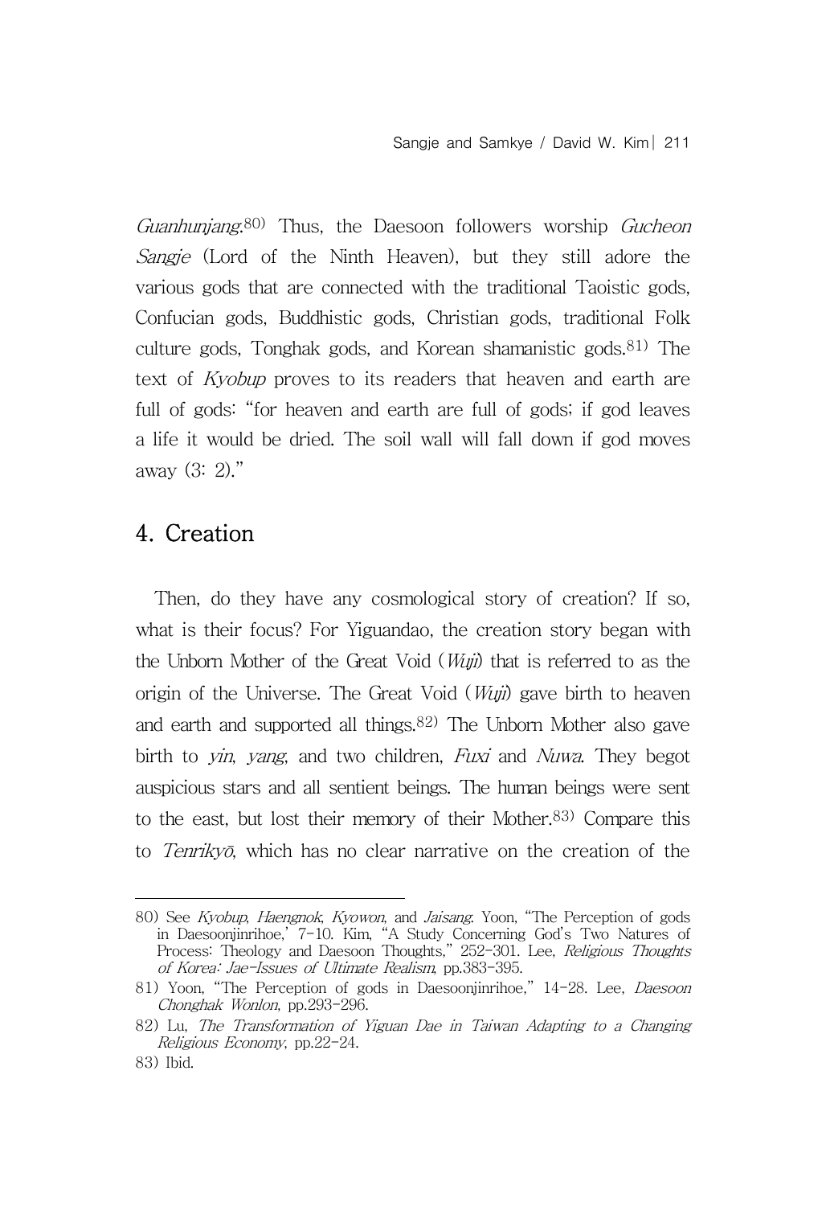*Guanhunjang*.[80] Thus, the Daesoon followers worship *Gucheon Sangje* (Lord of the Ninth Heaven), but they still adore the various gods that are connected with the traditional Taoistic gods, Confucian gods, Buddhistic gods, Christian gods, traditional Folk culture gods, Tonghak gods, and Korean shamanistic gods.[81] The text of *Kyobup* proves to its readers that heaven and earth are full of gods: "for heaven and earth are full of gods; if god leaves a life it would be dried. The soil wall will fall down if god moves away (3: 2)."

## 4. Creation

Then, do they have any cosmological story of creation? If so, what is their focus? For Yiguandao, the creation story began with the Unborn Mother of the Great Void (*Wuji*) that is referred to as the origin of the Universe. The Great Void (*Wuji*) gave birth to heaven and earth and supported all things.[82] The Unborn Mother also gave birth to *yin*, *yang*, and two children, *Fuxi* and *Nuwa*. They begot auspicious stars and all sentient beings. The human beings were sent to the east, but lost their memory of their Mother.[83] Compare this to *Tenrikyō*, which has no clear narrative on the creation of the

---

80) See *Kyobup*, *Haengnok*, *Kyowon*, and *Jaisang*. Yoon, "The Perception of gods in Daesoonjinrihoe,' 7-10. Kim, "A Study Concerning God's Two Natures of Process: Theology and Daesoon Thoughts," 252-301. Lee, *Religious Thoughts of Korea: Jae-Issues of Ultimate Realism*, pp.383-395.

81) Yoon, "The Perception of gods in Daesoonjinrihoe," 14-28. Lee, *Daesoon Chonghak Wonlon*, pp.293-296.

82) Lu, *The Transformation of Yiguan Dae in Taiwan Adapting to a Changing Religious Economy*, pp.22-24.

83) Ibid.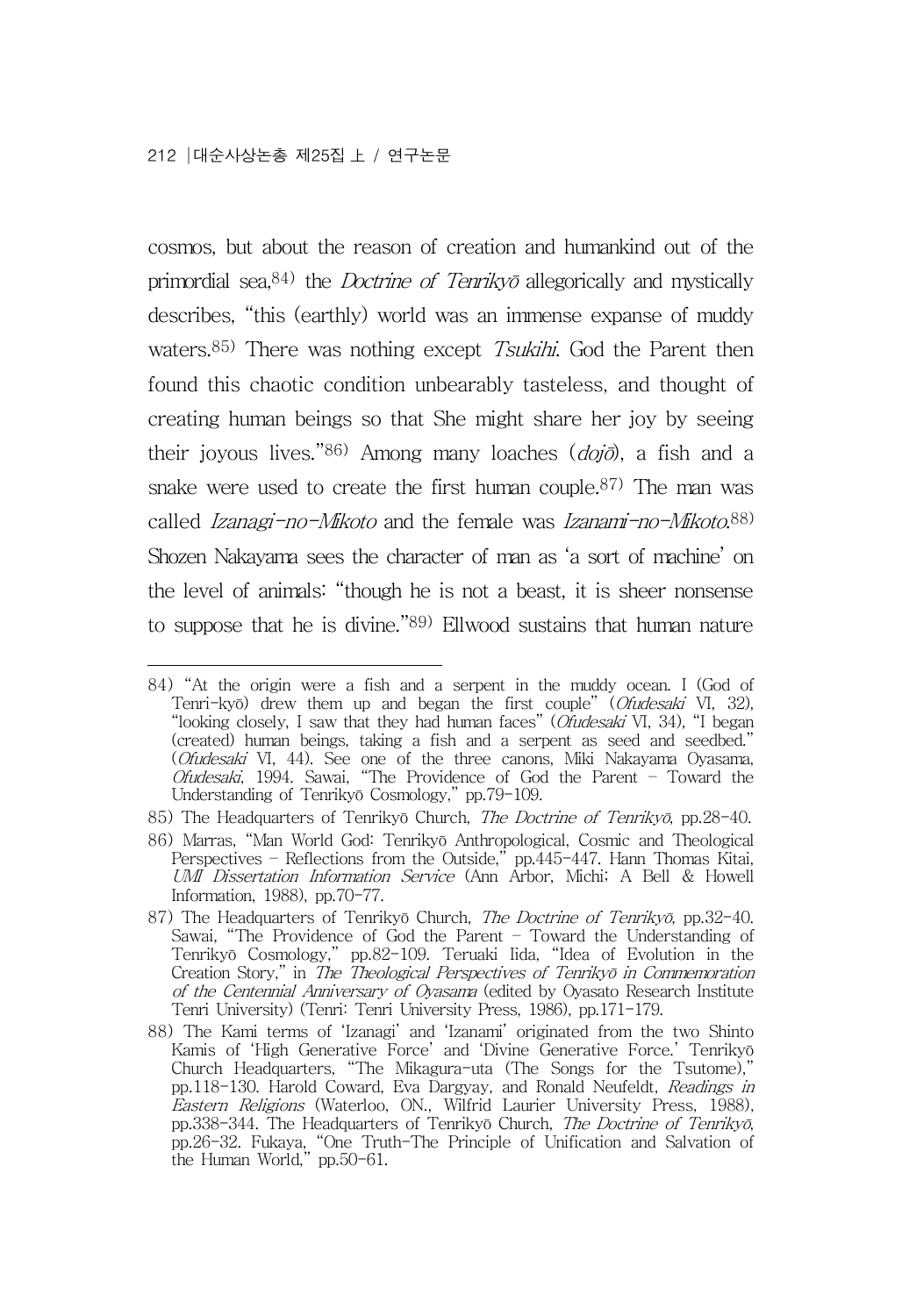cosmos, but about the reason of creation and humankind out of the primordial sea,[84] the *Doctrine of Tenrikyō* allegorically and mystically describes, "this (earthly) world was an immense expanse of muddy waters.[85] There was nothing except *Tsukihi*. God the Parent then found this chaotic condition unbearably tasteless, and thought of creating human beings so that She might share her joy by seeing their joyous lives."[86] Among many loaches (*dojō*), a fish and a snake were used to create the first human couple.[87] The man was called *Izanagi-no-Mikoto* and the female was *Izanami-no-Mikoto*.[88] Shozen Nakayama sees the character of man as 'a sort of machine' on the level of animals: "though he is not a beast, it is sheer nonsense to suppose that he is divine."[89] Ellwood sustains that human nature

---

84) "At the origin were a fish and a serpent in the muddy ocean. I (God of Tenri-kyō) drew them up and began the first couple" (*Ofudesaki* VI, 32), "looking closely, I saw that they had human faces" (*Ofudesaki* VI, 34), "I began (created) human beings, taking a fish and a serpent as seed and seedbed." (*Ofudesaki* VI, 44). See one of the three canons, Miki Nakayama Oyasama, *Ofudesaki*, 1994. Sawai, "The Providence of God the Parent - Toward the Understanding of Tenrikyō Cosmology," pp.79-109.

85) The Headquarters of Tenrikyō Church, *The Doctrine of Tenrikyō*, pp.28-40.

86) Marras, "Man World God: Tenrikyō Anthropological, Cosmic and Theological Perspectives - Reflections from the Outside," pp.445-447. Hann Thomas Kitai, *UMI Dissertation Information Service* (Ann Arbor, Michi; A Bell & Howell Information, 1988), pp.70-77.

87) The Headquarters of Tenrikyō Church, *The Doctrine of Tenrikyō*, pp.32-40. Sawai, "The Providence of God the Parent - Toward the Understanding of Tenrikyō Cosmology," pp.82-109. Teruaki Iida, "Idea of Evolution in the Creation Story," in *The Theological Perspectives of Tenrikyō in Commemoration of the Centennial Anniversary of Oyasama* (edited by Oyasato Research Institute Tenri University) (Tenri: Tenri University Press, 1986), pp.171-179.

88) The Kami terms of 'Izanagi' and 'Izanami' originated from the two Shinto Kamis of 'High Generative Force' and 'Divine Generative Force.' Tenrikyō Church Headquarters, "The Mikagura-uta (The Songs for the Tsutome)," pp.118-130. Harold Coward, Eva Dargyay, and Ronald Neufeldt, *Readings in Eastern Religions* (Waterloo, ON., Wilfrid Laurier University Press, 1988), pp.338-344. The Headquarters of Tenrikyō Church, *The Doctrine of Tenrikyō*, pp.26-32. Fukaya, "One Truth-The Principle of Unification and Salvation of the Human World," pp.50-61.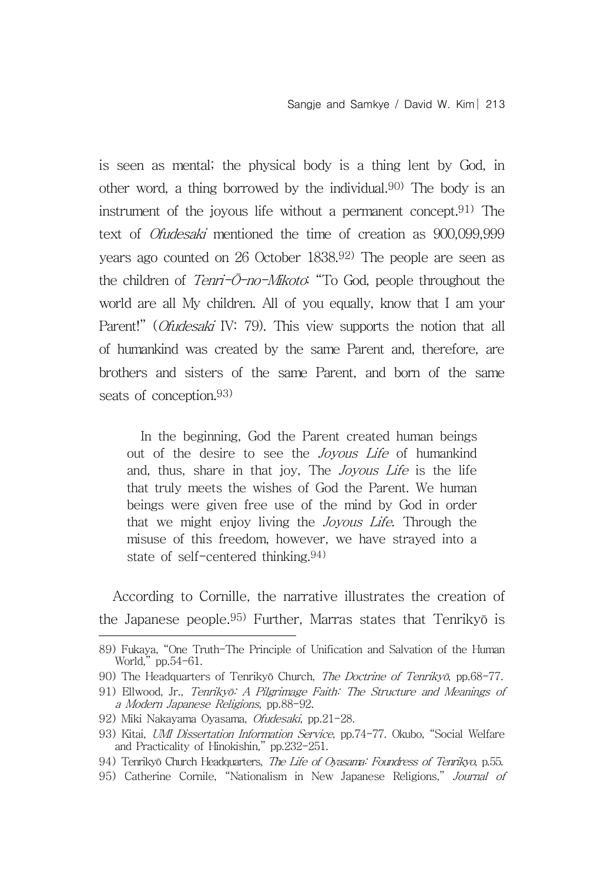is seen as mental; the physical body is a thing lent by God, in other word, a thing borrowed by the individual.[90] The body is an instrument of the joyous life without a permanent concept.[91] The text of *Ofudesaki* mentioned the time of creation as 900,099,999 years ago counted on 26 October 1838.[92] The people are seen as the children of *Tenri-Ō-no-Mikoto*: "To God, people throughout the world are all My children. All of you equally, know that I am your Parent!" (*Ofudesaki* IV: 79). This view supports the notion that all of humankind was created by the same Parent and, therefore, are brothers and sisters of the same Parent, and born of the same seats of conception.[93]

> In the beginning, God the Parent created human beings out of the desire to see the *Joyous Life* of humankind and, thus, share in that joy, The *Joyous Life* is the life that truly meets the wishes of God the Parent. We human beings were given free use of the mind by God in order that we might enjoy living the *Joyous Life*. Through the misuse of this freedom, however, we have strayed into a state of self-centered thinking.[94]

According to Cornille, the narrative illustrates the creation of the Japanese people.[95] Further, Marras states that Tenrikyō is

---

89) Fukaya, "One Truth-The Principle of Unification and Salvation of the Human World," pp.54-61.

90) The Headquarters of Tenrikyō Church, *The Doctrine of Tenrikyō*, pp.68-77.

91) Ellwood, Jr., *Tenrikyō: A Pilgrimage Faith: The Structure and Meanings of a Modern Japanese Religions*, pp.88-92.

92) Miki Nakayama Oyasama, *Ofudesaki*, pp.21-28.

93) Kitai, *UMI Dissertation Information Service*, pp.74-77. Okubo, "Social Welfare and Practicality of Hinokishin," pp.232-251.

94) Tenrikyō Church Headquarters, *The Life of Oyasama: Foundress of Tenrikyo*, p.55.

95) Catherine Cornile, "Nationalism in New Japanese Religions," *Journal of*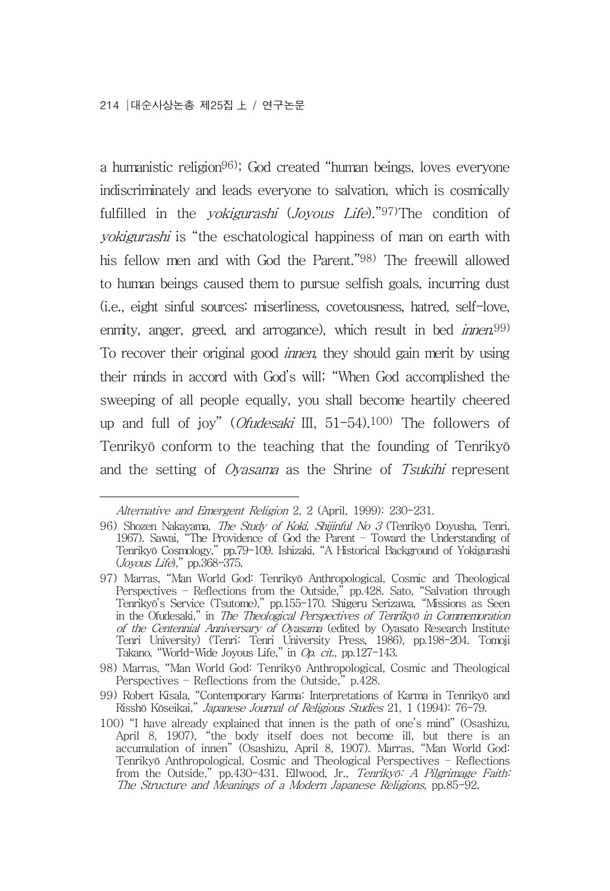a humanistic religion[96]; God created "human beings, loves everyone indiscriminately and leads everyone to salvation, which is cosmically fulfilled in the *yokigurashi* (*Joyous Life*)."[97]The condition of *yokigurashi* is "the eschatological happiness of man on earth with his fellow men and with God the Parent."[98] The freewill allowed to human beings caused them to pursue selfish goals, incurring dust (i.e., eight sinful sources: miserliness, covetousness, hatred, self-love, enmity, anger, greed, and arrogance), which result in bed *innen*.[99] To recover their original good *innen*, they should gain merit by using their minds in accord with God's will; "When God accomplished the sweeping of all people equally, you shall become heartily cheered up and full of joy" (*Ofudesaki* III, 51-54).[100] The followers of Tenrikyō conform to the teaching that the founding of Tenrikyō and the setting of *Oyasama* as the Shrine of *Tsukihi* represent

---

*Alternative and Emergent Religion* 2, 2 (April, 1999): 230-231.

96) Shozen Nakayama, *The Study of Koki*, *Shijinful No 3* (Tenrikyō Doyusha, Tenri, 1967). Sawai, "The Providence of God the Parent - Toward the Understanding of Tenrikyō Cosmology," pp.79-109. Ishizaki, "A Historical Background of Yokigurashi (*Joyous Life*)," pp.368-375.

97) Marras, "Man World God: Tenrikyō Anthropological, Cosmic and Theological Perspectives - Reflections from the Outside," pp.428. Sato, "Salvation through Tenrikyō's Service (Tsutome)," pp.155-170. Shigeru Serizawa, "Missions as Seen in the Ofudesaki," in *The Theological Perspectives of Tenrikyō in Commemoration of the Centennial Anniversary of Oyasama* (edited by Oyasato Research Institute Tenri University) (Tenri: Tenri University Press, 1986), pp.198-204. Tomoji Takano, "World-Wide Joyous Life," in *Op. cit.*, pp.127-143.

98) Marras, "Man World God: Tenrikyō Anthropological, Cosmic and Theological Perspectives - Reflections from the Outside," p.428.

99) Robert Kisala, "Contemporary Karma: Interpretations of Karma in Tenrikyō and Risshō Kōseikai," *Japanese Journal of Religious Studies* 21, 1 (1994): 76-79.

100) "I have already explained that innen is the path of one's mind" (Osashizu, April 8, 1907), "the body itself does not become ill, but there is an accumulation of innen" (Osashizu, April 8, 1907). Marras, "Man World God: Tenrikyō Anthropological, Cosmic and Theological Perspectives - Reflections from the Outside," pp.430-431. Ellwood, Jr., *Tenrikyō: A Pilgrimage Faith: The Structure and Meanings of a Modern Japanese Religions*, pp.85-92.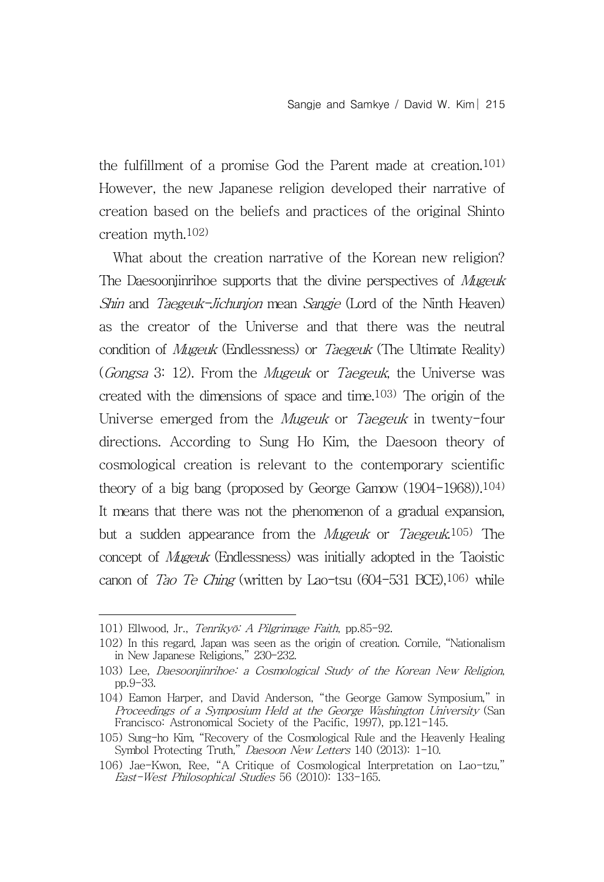the fulfillment of a promise God the Parent made at creation.[101] However, the new Japanese religion developed their narrative of creation based on the beliefs and practices of the original Shinto creation myth.[102]

What about the creation narrative of the Korean new religion? The Daesoonjinrihoe supports that the divine perspectives of *Mugeuk Shin* and *Taegeuk-Jichunjon* mean *Sangje* (Lord of the Ninth Heaven) as the creator of the Universe and that there was the neutral condition of *Mugeuk* (Endlessness) or *Taegeuk* (The Ultimate Reality) (*Gongsa* 3: 12). From the *Mugeuk* or *Taegeuk*, the Universe was created with the dimensions of space and time.[103] The origin of the Universe emerged from the *Mugeuk* or *Taegeuk* in twenty-four directions. According to Sung Ho Kim, the Daesoon theory of cosmological creation is relevant to the contemporary scientific theory of a big bang (proposed by George Gamow (1904-1968)).[104] It means that there was not the phenomenon of a gradual expansion, but a sudden appearance from the *Mugeuk* or *Taegeuk*.[105] The concept of *Mugeuk* (Endlessness) was initially adopted in the Taoistic canon of *Tao Te Ching* (written by Lao-tsu (604-531 BCE),[106] while

---

101) Ellwood, Jr., *Tenrikyō: A Pilgrimage Faith*, pp.85-92.

102) In this regard, Japan was seen as the origin of creation. Cornile, "Nationalism in New Japanese Religions," 230-232.

103) Lee, *Daesoonjinrihoe: a Cosmological Study of the Korean New Religion*, pp.9-33.

104) Eamon Harper, and David Anderson, "the George Gamow Symposium," in *Proceedings of a Symposium Held at the George Washington University* (San Francisco: Astronomical Society of the Pacific, 1997), pp.121-145.

105) Sung-ho Kim, "Recovery of the Cosmological Rule and the Heavenly Healing Symbol Protecting Truth," *Daesoon New Letters* 140 (2013): 1-10.

106) Jae-Kwon, Ree, "A Critique of Cosmological Interpretation on Lao-tzu," *East-West Philosophical Studies* 56 (2010): 133-165.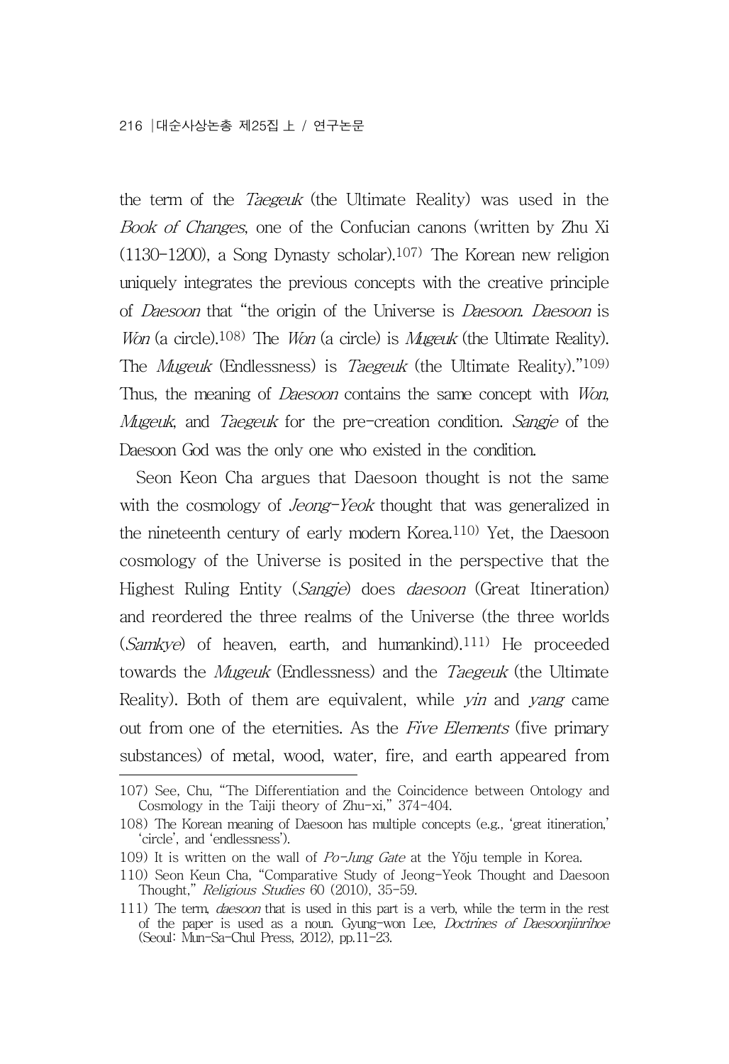the term of the *Taegeuk* (the Ultimate Reality) was used in the *Book of Changes*, one of the Confucian canons (written by Zhu Xi (1130-1200), a Song Dynasty scholar).[107] The Korean new religion uniquely integrates the previous concepts with the creative principle of *Daesoon* that "the origin of the Universe is *Daesoon*. *Daesoon* is *Won* (a circle).[108] The *Won* (a circle) is *Mugeuk* (the Ultimate Reality). The *Mugeuk* (Endlessness) is *Taegeuk* (the Ultimate Reality)."[109] Thus, the meaning of *Daesoon* contains the same concept with *Won*, *Mugeuk*, and *Taegeuk* for the pre-creation condition. *Sangje* of the Daesoon God was the only one who existed in the condition.

Seon Keon Cha argues that Daesoon thought is not the same with the cosmology of *Jeong-Yeok* thought that was generalized in the nineteenth century of early modern Korea.[110] Yet, the Daesoon cosmology of the Universe is posited in the perspective that the Highest Ruling Entity (*Sangje*) does *daesoon* (Great Itineration) and reordered the three realms of the Universe (the three worlds (*Samkye*) of heaven, earth, and humankind).[111] He proceeded towards the *Mugeuk* (Endlessness) and the *Taegeuk* (the Ultimate Reality). Both of them are equivalent, while *yin* and *yang* came out from one of the eternities. As the *Five Elements* (five primary substances) of metal, wood, water, fire, and earth appeared from

---

107) See, Chu, "The Differentiation and the Coincidence between Ontology and Cosmology in the Taiji theory of Zhu-xi," 374-404.

108) The Korean meaning of Daesoon has multiple concepts (e.g., 'great itineration,' 'circle', and 'endlessness').

109) It is written on the wall of *Po-Jung Gate* at the Yŏju temple in Korea.

110) Seon Keun Cha, "Comparative Study of Jeong-Yeok Thought and Daesoon Thought," *Religious Studies* 60 (2010), 35-59.

111) The term, *daesoon* that is used in this part is a verb, while the term in the rest of the paper is used as a noun. Gyung-won Lee, *Doctrines of Daesoonjinrihoe* (Seoul: Mun-Sa-Chul Press, 2012), pp.11-23.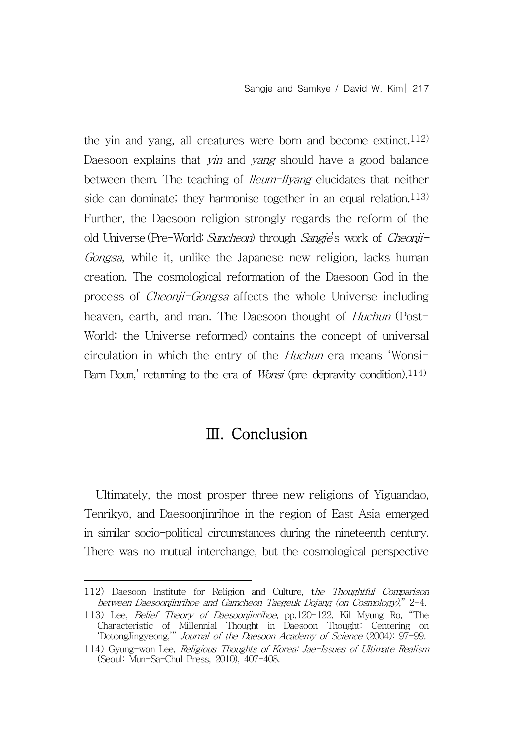the yin and yang, all creatures were born and become extinct.[112] Daesoon explains that *yin* and *yang* should have a good balance between them. The teaching of *Ileum-Ilyang* elucidates that neither side can dominate; they harmonise together in an equal relation.[113] Further, the Daesoon religion strongly regards the reform of the old Universe (Pre-World: *Suncheon*) through *Sangje*'s work of *Cheonji-Gongsa*, while it, unlike the Japanese new religion, lacks human creation. The cosmological reformation of the Daesoon God in the process of *Cheonji-Gongsa* affects the whole Universe including heaven, earth, and man. The Daesoon thought of *Huchun* (Post-World: the Universe reformed) contains the concept of universal circulation in which the entry of the *Huchun* era means 'Wonsi-Barn Boun,' returning to the era of *Wonsi* (pre-depravity condition).[114]

## Ⅲ. Conclusion

Ultimately, the most prosper three new religions of Yiguandao, Tenrikyō, and Daesoonjinrihoe in the region of East Asia emerged in similar socio-political circumstances during the nineteenth century. There was no mutual interchange, but the cosmological perspective

---

112) Daesoon Institute for Religion and Culture, t*he Thoughtful Comparison between Daesoonjinrihoe and Gamcheon Taegeuk Dojang (on Cosmology)*," 2-4.

113) Lee, *Belief Theory of Daesoonjinrihoe*, pp.120-122. Kil Myung Ro, "The Characteristic of Millennial Thought in Daesoon Thought: Centering on 'DotongJingyeong,'" *Journal of the Daesoon Academy of Science* (2004): 97-99.

114) Gyung-won Lee, *Religious Thoughts of Korea: Jae-Issues of Ultimate Realism* (Seoul: Mun-Sa-Chul Press, 2010), 407-408.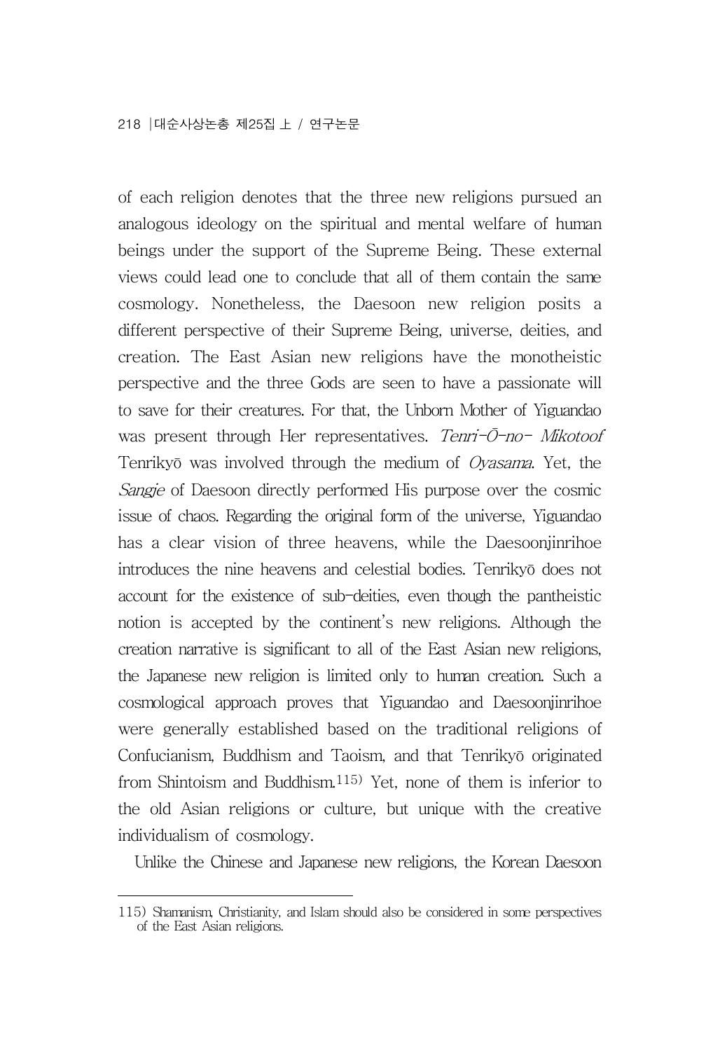of each religion denotes that the three new religions pursued an analogous ideology on the spiritual and mental welfare of human beings under the support of the Supreme Being. These external views could lead one to conclude that all of them contain the same cosmology. Nonetheless, the Daesoon new religion posits a different perspective of their Supreme Being, universe, deities, and creation. The East Asian new religions have the monotheistic perspective and the three Gods are seen to have a passionate will to save for their creatures. For that, the Unborn Mother of Yiguandao was present through Her representatives. *Tenri-Ō-no- Mikoto*of Tenrikyō was involved through the medium of *Oyasama*. Yet, the *Sangje* of Daesoon directly performed His purpose over the cosmic issue of chaos. Regarding the original form of the universe, Yiguandao has a clear vision of three heavens, while the Daesoonjinrihoe introduces the nine heavens and celestial bodies. Tenrikyō does not account for the existence of sub-deities, even though the pantheistic notion is accepted by the continent's new religions. Although the creation narrative is significant to all of the East Asian new religions, the Japanese new religion is limited only to human creation. Such a cosmological approach proves that Yiguandao and Daesoonjinrihoe were generally established based on the traditional religions of Confucianism, Buddhism and Taoism, and that Tenrikyō originated from Shintoism and Buddhism.[115] Yet, none of them is inferior to the old Asian religions or culture, but unique with the creative individualism of cosmology.

Unlike the Chinese and Japanese new religions, the Korean Daesoon

---

115) Shamanism, Christianity, and Islam should also be considered in some perspectives of the East Asian religions.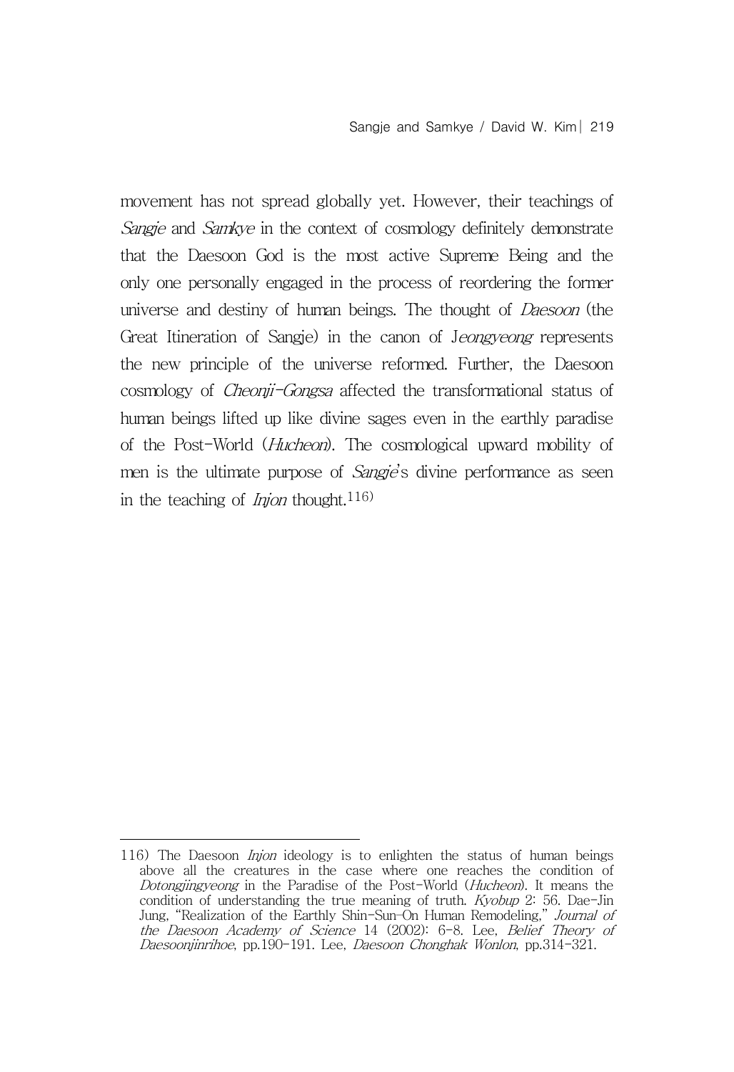movement has not spread globally yet. However, their teachings of *Sangje* and *Samkye* in the context of cosmology definitely demonstrate that the Daesoon God is the most active Supreme Being and the only one personally engaged in the process of reordering the former universe and destiny of human beings. The thought of *Daesoon* (the Great Itineration of Sangje) in the canon of J*eongyeong* represents the new principle of the universe reformed. Further, the Daesoon cosmology of *Cheonji-Gongsa* affected the transformational status of human beings lifted up like divine sages even in the earthly paradise of the Post-World (*Hucheon*). The cosmological upward mobility of men is the ultimate purpose of *Sangje*'s divine performance as seen in the teaching of *Injon* thought.[116]

---

116) The Daesoon *Injon* ideology is to enlighten the status of human beings above all the creatures in the case where one reaches the condition of *Dotongjingyeong* in the Paradise of the Post-World (*Hucheon*). It means the condition of understanding the true meaning of truth. *Kyobup* 2: 56. Dae-Jin Jung, "Realization of the Earthly Shin-Sun-On Human Remodeling," *Journal of the Daesoon Academy of Science* 14 (2002): 6-8. Lee, *Belief Theory of Daesoonjinrihoe*, pp.190-191. Lee, *Daesoon Chonghak Wonlon*, pp.314-321.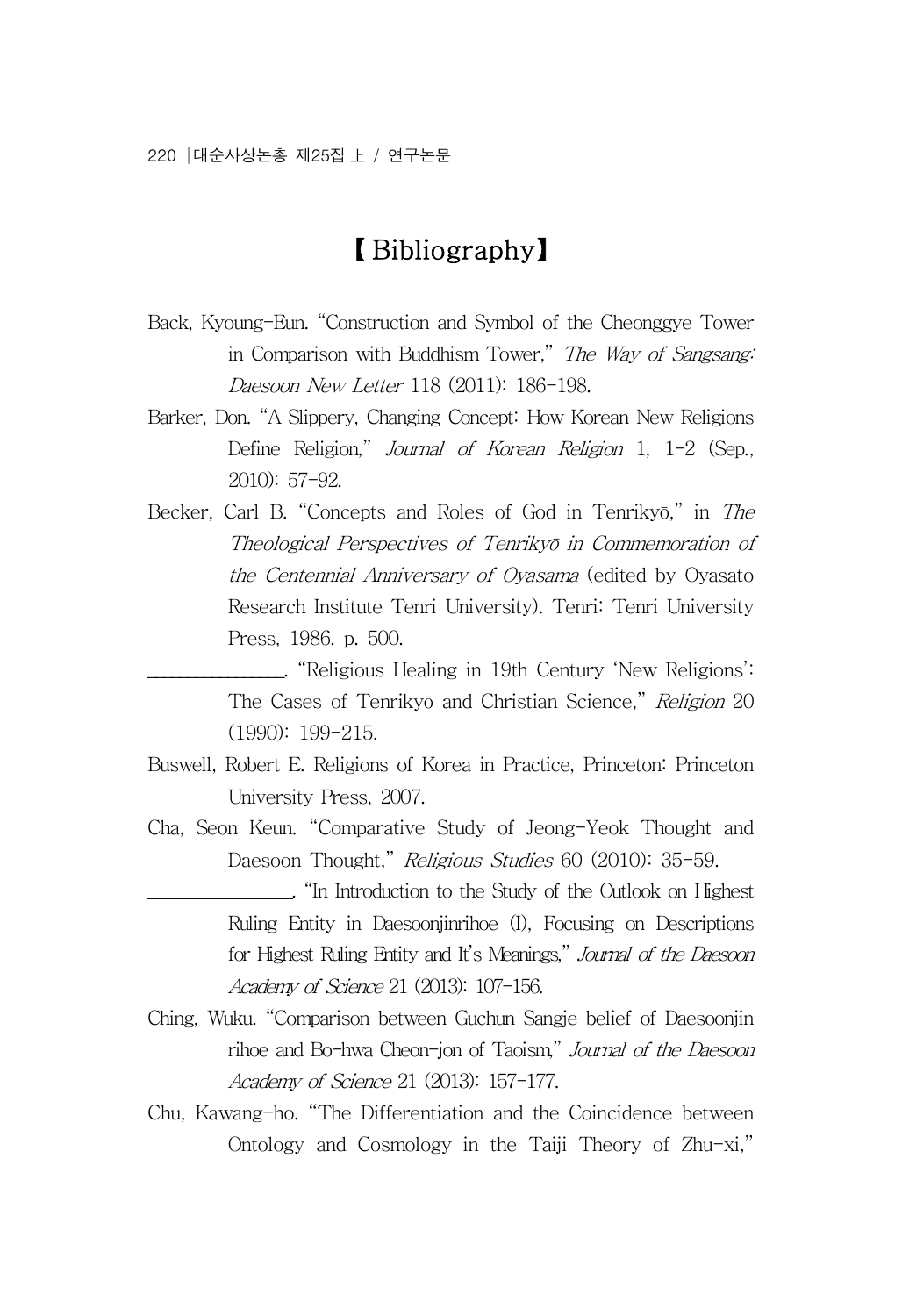# 【Bibliography】

Back, Kyoung-Eun. "Construction and Symbol of the Cheonggye Tower in Comparison with Buddhism Tower," *The Way of Sangsang: Daesoon New Letter* 118 (2011): 186-198.

Barker, Don. "A Slippery, Changing Concept: How Korean New Religions Define Religion," *Journal of Korean Religion* 1, 1-2 (Sep., 2010): 57-92.

Becker, Carl B. "Concepts and Roles of God in Tenrikyō," in *The Theological Perspectives of Tenrikyō in Commemoration of the Centennial Anniversary of Oyasama* (edited by Oyasato Research Institute Tenri University). Tenri: Tenri University Press, 1986. p. 500.

\_\_\_\_\_\_\_\_\_\_\_\_\_\_\_. "Religious Healing in 19th Century 'New Religions': The Cases of Tenrikyō and Christian Science," *Religion* 20 (1990): 199-215.

Buswell, Robert E. Religions of Korea in Practice, Princeton: Princeton University Press, 2007.

Cha, Seon Keun. "Comparative Study of Jeong-Yeok Thought and Daesoon Thought," *Religious Studies* 60 (2010): 35-59.

\_\_\_\_\_\_\_\_\_\_\_\_\_\_\_. "In Introduction to the Study of the Outlook on Highest Ruling Entity in Daesoonjinrihoe (I), Focusing on Descriptions for Highest Ruling Entity and It's Meanings," *Journal of the Daesoon Academy of Science* 21 (2013): 107-156.

Ching, Wuku. "Comparison between Guchun Sangje belief of Daesoonjin rihoe and Bo-hwa Cheon-jon of Taoism," *Journal of the Daesoon Academy of Science* 21 (2013): 157-177.

Chu, Kawang-ho. "The Differentiation and the Coincidence between Ontology and Cosmology in the Taiji Theory of Zhu-xi,"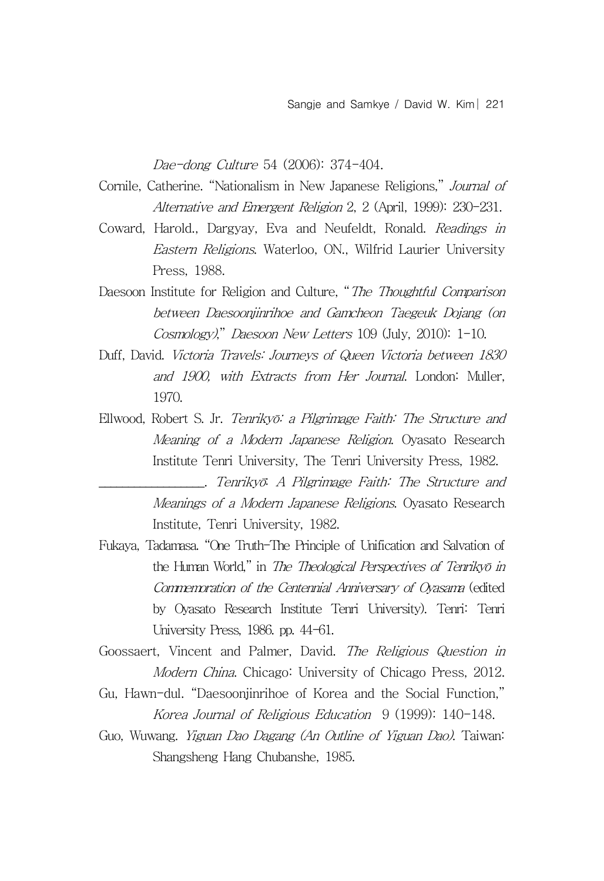*Dae-dong Culture* 54 (2006): 374-404.

Cornile, Catherine. "Nationalism in New Japanese Religions," *Journal of Alternative and Emergent Religion* 2, 2 (April, 1999): 230-231.

Coward, Harold., Dargyay, Eva and Neufeldt, Ronald. *Readings in Eastern Religions*. Waterloo, ON., Wilfrid Laurier University Press, 1988.

Daesoon Institute for Religion and Culture, "*The Thoughtful Comparison between Daesoonjinrihoe and Gamcheon Taegeuk Dojang (on Cosmology)*," *Daesoon New Letters* 109 (July, 2010): 1-10.

Duff, David. *Victoria Travels: Journeys of Queen Victoria between 1830 and 1900, with Extracts from Her Journal*. London: Muller, 1970.

Ellwood, Robert S. Jr. *Tenrikyō: a Pilgrimage Faith: The Structure and Meaning of a Modern Japanese Religion*. Oyasato Research Institute Tenri University, The Tenri University Press, 1982.

________________. *Tenrikyō: A Pilgrimage Faith: The Structure and Meanings of a Modern Japanese Religions*. Oyasato Research Institute, Tenri University, 1982.

Fukaya, Tadamasa. "One Truth-The Principle of Unification and Salvation of the Human World," in *The Theological Perspectives of Tenrikyō in Commemoration of the Centennial Anniversary of Oyasama* (edited by Oyasato Research Institute Tenri University). Tenri: Tenri University Press, 1986. pp. 44-61.

Goossaert, Vincent and Palmer, David. *The Religious Question in Modern China*. Chicago: University of Chicago Press, 2012.

Gu, Hawn-dul. "Daesoonjinrihoe of Korea and the Social Function," *Korea Journal of Religious Education* 9 (1999): 140-148.

Guo, Wuwang. *Yiguan Dao Dagang (An Outline of Yiguan Dao)*. Taiwan: Shangsheng Hang Chubanshe, 1985.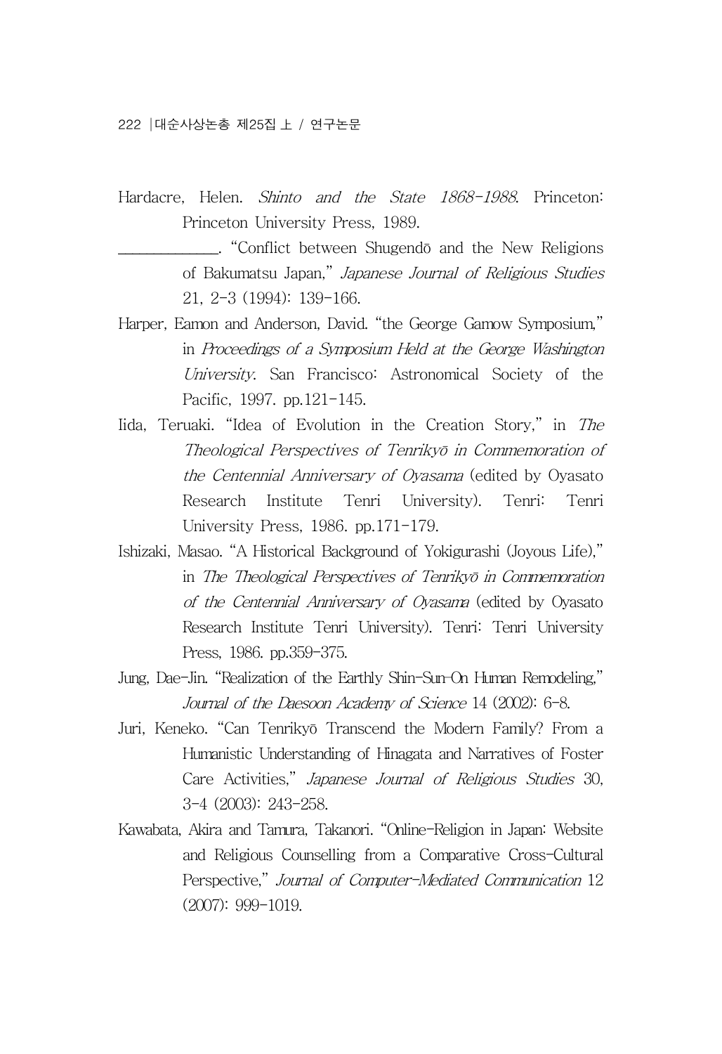Hardacre, Helen. *Shinto and the State 1868-1988*. Princeton: Princeton University Press, 1989.

__________. “Conflict between Shugendō and the New Religions of Bakumatsu Japan,” *Japanese Journal of Religious Studies* 21, 2-3 (1994): 139-166.

Harper, Eamon and Anderson, David. “the George Gamow Symposium,” in *Proceedings of a Symposium Held at the George Washington University*. San Francisco: Astronomical Society of the Pacific, 1997. pp.121-145.

Iida, Teruaki. “Idea of Evolution in the Creation Story,” in *The Theological Perspectives of Tenrikyō in Commemoration of the Centennial Anniversary of Oyasama* (edited by Oyasato Research Institute Tenri University). Tenri: Tenri University Press, 1986. pp.171-179.

Ishizaki, Masao. “A Historical Background of Yokigurashi (Joyous Life),” in *The Theological Perspectives of Tenrikyō in Commemoration of the Centennial Anniversary of Oyasama* (edited by Oyasato Research Institute Tenri University). Tenri: Tenri University Press, 1986. pp.359-375.

Jung, Dae-Jin. “Realization of the Earthly Shin-Sun-On Human Remodeling,” *Journal of the Daesoon Academy of Science* 14 (2002): 6-8.

Juri, Keneko. “Can Tenrikyō Transcend the Modern Family? From a Humanistic Understanding of Hinagata and Narratives of Foster Care Activities,” *Japanese Journal of Religious Studies* 30, 3-4 (2003): 243-258.

Kawabata, Akira and Tamura, Takanori. “Online-Religion in Japan: Website and Religious Counselling from a Comparative Cross-Cultural Perspective,” *Journal of Computer-Mediated Communication* 12 (2007): 999-1019.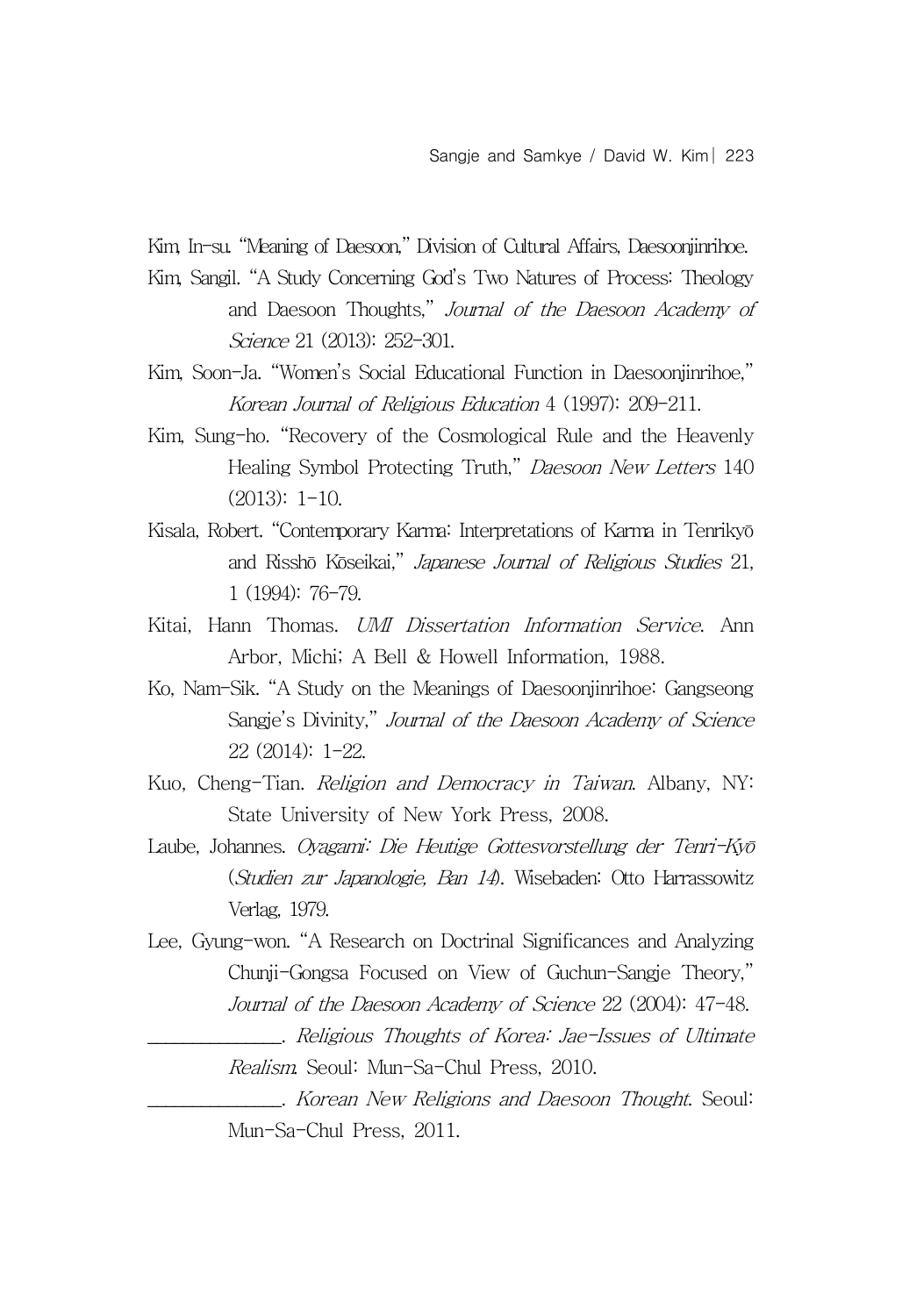Kim, In-su. "Meaning of Daesoon," Division of Cultural Affairs, Daesoonjinrihoe.

Kim, Sangil. "A Study Concerning God's Two Natures of Process: Theology and Daesoon Thoughts," *Journal of the Daesoon Academy of Science* 21 (2013): 252-301.

Kim, Soon-Ja. "Women's Social Educational Function in Daesoonjinrihoe," *Korean Journal of Religious Education* 4 (1997): 209-211.

Kim, Sung-ho. "Recovery of the Cosmological Rule and the Heavenly Healing Symbol Protecting Truth," *Daesoon New Letters* 140 (2013): 1-10.

Kisala, Robert. "Contemporary Karma: Interpretations of Karma in Tenrikyō and Risshō Kōseikai," *Japanese Journal of Religious Studies* 21, 1 (1994): 76-79.

Kitai, Hann Thomas. *UMI Dissertation Information Service*. Ann Arbor, Michi; A Bell & Howell Information, 1988.

Ko, Nam-Sik. "A Study on the Meanings of Daesoonjinrihoe: Gangseong Sangje's Divinity," *Journal of the Daesoon Academy of Science* 22 (2014): 1-22.

Kuo, Cheng-Tian. *Religion and Democracy in Taiwan*. Albany, NY: State University of New York Press, 2008.

Laube, Johannes. *Oyagami: Die Heutige Gottesvorstellung der Tenri-Kyō* (*Studien zur Japanologie, Ban 14*). Wisebaden: Otto Harrassowitz Verlag, 1979.

Lee, Gyung-won. "A Research on Doctrinal Significances and Analyzing Chunji-Gongsa Focused on View of Guchun-Sangje Theory," *Journal of the Daesoon Academy of Science* 22 (2004): 47-48.

\_\_\_\_\_\_\_\_\_\_\_\_\_\_. *Religious Thoughts of Korea: Jae-Issues of Ultimate Realism*. Seoul: Mun-Sa-Chul Press, 2010.

\_\_\_\_\_\_\_\_\_\_\_\_\_\_. *Korean New Religions and Daesoon Thought*. Seoul: Mun-Sa-Chul Press, 2011.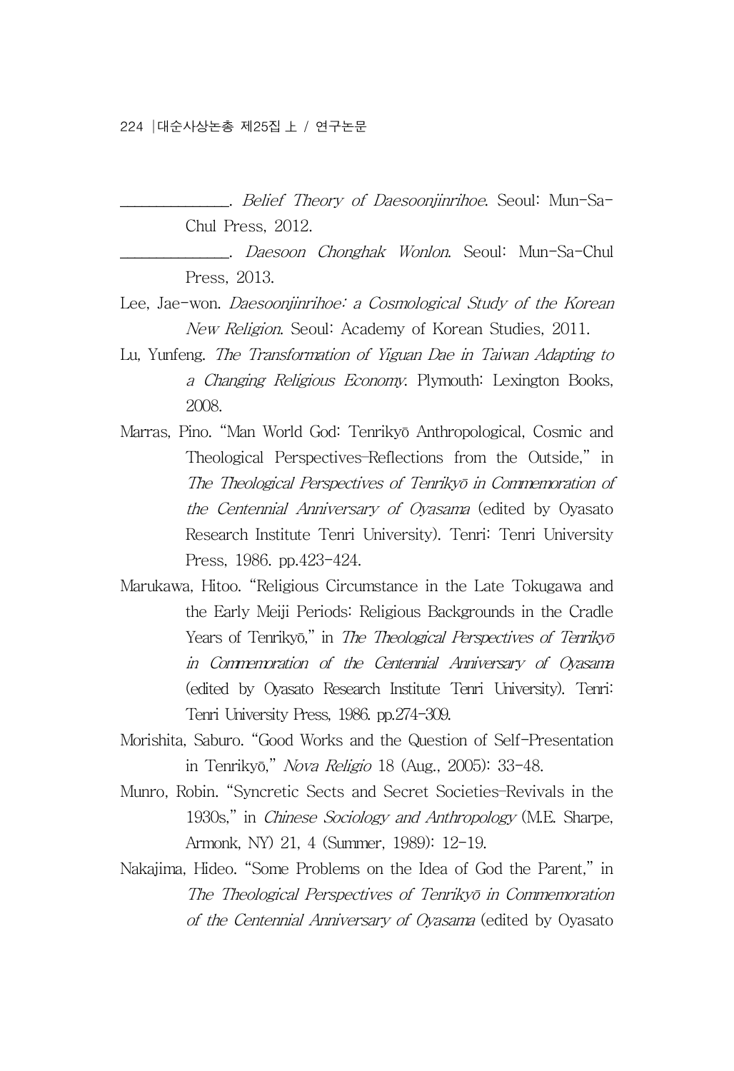\_\_\_\_\_\_\_\_\_\_\_\_\_\_. *Belief Theory of Daesoonjinrihoe*. Seoul: Mun-Sa-Chul Press, 2012.

\_\_\_\_\_\_\_\_\_\_\_\_\_\_. *Daesoon Chonghak Wonlon*. Seoul: Mun-Sa-Chul Press, 2013.

Lee, Jae-won. *Daesoonjinrihoe: a Cosmological Study of the Korean New Religion*. Seoul: Academy of Korean Studies, 2011.

Lu, Yunfeng. *The Transformation of Yiguan Dae in Taiwan Adapting to a Changing Religious Economy*. Plymouth: Lexington Books, 2008.

Marras, Pino. "Man World God: Tenrikyō Anthropological, Cosmic and Theological Perspectives–Reflections from the Outside," in *The Theological Perspectives of Tenrikyō in Commemoration of the Centennial Anniversary of Oyasama* (edited by Oyasato Research Institute Tenri University). Tenri: Tenri University Press, 1986. pp.423-424.

Marukawa, Hitoo. "Religious Circumstance in the Late Tokugawa and the Early Meiji Periods: Religious Backgrounds in the Cradle Years of Tenrikyō," in *The Theological Perspectives of Tenrikyō in Commemoration of the Centennial Anniversary of Oyasama* (edited by Oyasato Research Institute Tenri University). Tenri: Tenri University Press, 1986. pp.274-309.

Morishita, Saburo. "Good Works and the Question of Self-Presentation in Tenrikyō," *Nova Religio* 18 (Aug., 2005): 33-48.

Munro, Robin. "Syncretic Sects and Secret Societies–Revivals in the 1930s," in *Chinese Sociology and Anthropology* (M.E. Sharpe, Armonk, NY) 21, 4 (Summer, 1989): 12-19.

Nakajima, Hideo. "Some Problems on the Idea of God the Parent," in *The Theological Perspectives of Tenrikyō in Commemoration of the Centennial Anniversary of Oyasama* (edited by Oyasato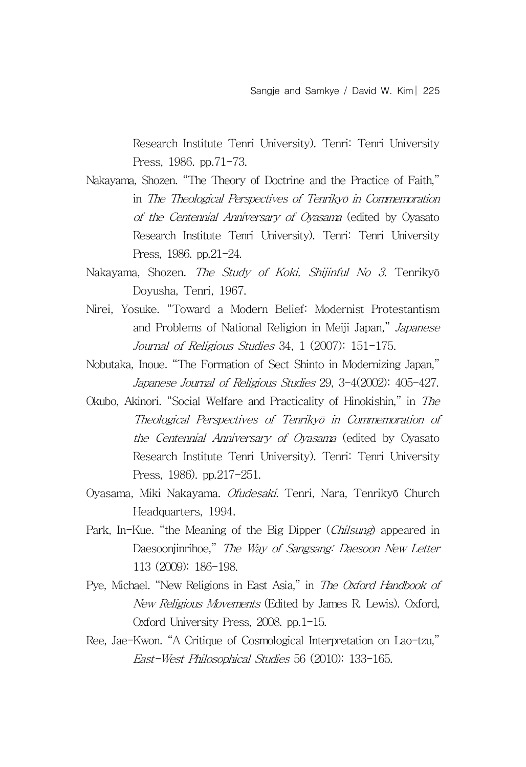Research Institute Tenri University). Tenri: Tenri University Press, 1986. pp.71-73.

Nakayama, Shozen. “The Theory of Doctrine and the Practice of Faith,” in *The Theological Perspectives of Tenrikyō in Commemoration of the Centennial Anniversary of Oyasama* (edited by Oyasato Research Institute Tenri University). Tenri: Tenri University Press, 1986. pp.21-24.

Nakayama, Shozen. *The Study of Koki, Shijinful No 3*. Tenrikyō Doyusha, Tenri, 1967.

Nirei, Yosuke. “Toward a Modern Belief: Modernist Protestantism and Problems of National Religion in Meiji Japan,” *Japanese Journal of Religious Studies* 34, 1 (2007): 151-175.

Nobutaka, Inoue. “The Formation of Sect Shinto in Modernizing Japan,” *Japanese Journal of Religious Studies* 29, 3-4(2002): 405-427.

Okubo, Akinori. “Social Welfare and Practicality of Hinokishin,” in *The Theological Perspectives of Tenrikyō in Commemoration of the Centennial Anniversary of Oyasama* (edited by Oyasato Research Institute Tenri University). Tenri: Tenri University Press, 1986). pp.217-251.

Oyasama, Miki Nakayama. *Ofudesaki*. Tenri, Nara, Tenrikyō Church Headquarters, 1994.

Park, In-Kue. “the Meaning of the Big Dipper (*Chilsung*) appeared in Daesoonjinrihoe,” *The Way of Sangsang: Daesoon New Letter* 113 (2009): 186-198.

Pye, Michael. “New Religions in East Asia,” in *The Oxford Handbook of New Religious Movements* (Edited by James R. Lewis). Oxford, Oxford University Press, 2008. pp.1-15.

Ree, Jae-Kwon. “A Critique of Cosmological Interpretation on Lao-tzu,” *East-West Philosophical Studies* 56 (2010): 133-165.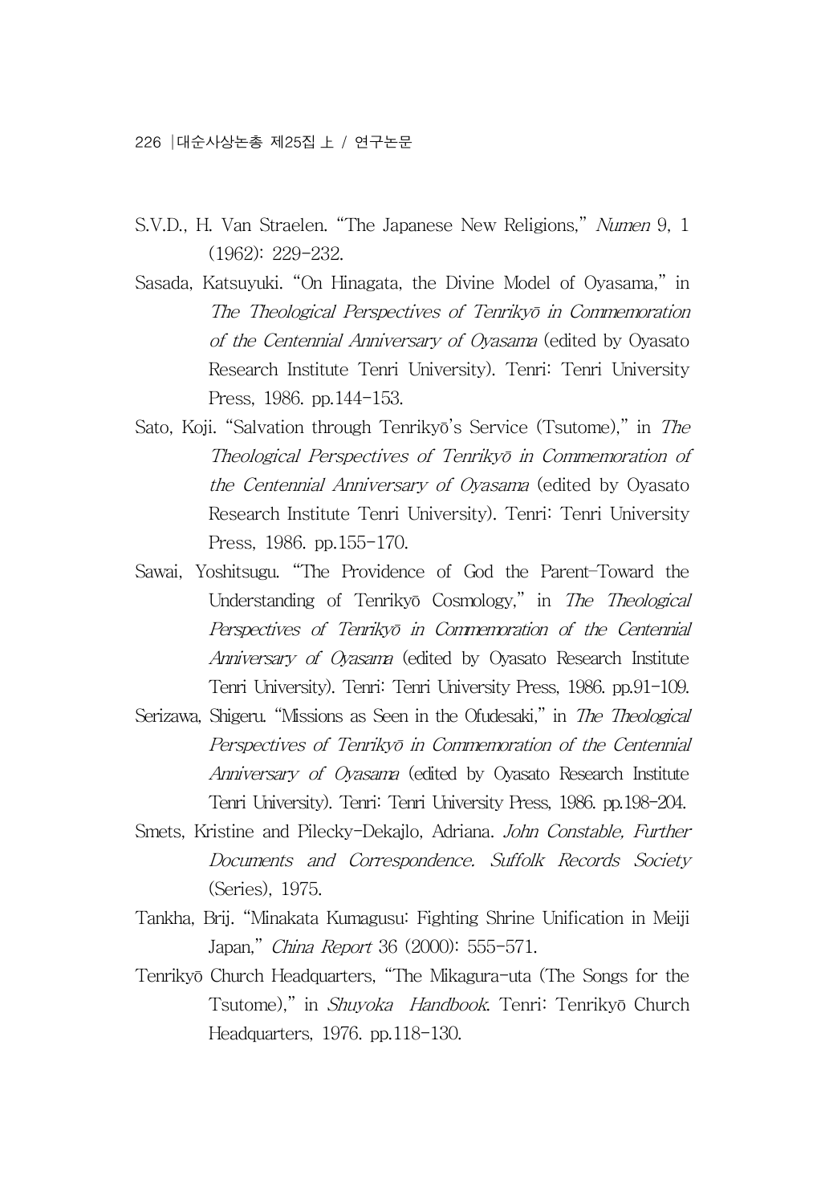S.V.D., H. Van Straelen. "The Japanese New Religions," *Numen* 9, 1 (1962): 229-232.

Sasada, Katsuyuki. "On Hinagata, the Divine Model of Oyasama," in *The Theological Perspectives of Tenrikyō in Commemoration of the Centennial Anniversary of Oyasama* (edited by Oyasato Research Institute Tenri University). Tenri: Tenri University Press, 1986. pp.144-153.

Sato, Koji. "Salvation through Tenrikyō's Service (Tsutome)," in *The Theological Perspectives of Tenrikyō in Commemoration of the Centennial Anniversary of Oyasama* (edited by Oyasato Research Institute Tenri University). Tenri: Tenri University Press, 1986. pp.155-170.

Sawai, Yoshitsugu. "The Providence of God the Parent-Toward the Understanding of Tenrikyō Cosmology," in *The Theological Perspectives of Tenrikyō in Commemoration of the Centennial Anniversary of Oyasama* (edited by Oyasato Research Institute Tenri University). Tenri: Tenri University Press, 1986. pp.91-109.

Serizawa, Shigeru. "Missions as Seen in the Ofudesaki," in *The Theological Perspectives of Tenrikyō in Commemoration of the Centennial Anniversary of Oyasama* (edited by Oyasato Research Institute Tenri University). Tenri: Tenri University Press, 1986. pp.198-204.

Smets, Kristine and Pilecky-Dekajlo, Adriana. *John Constable, Further Documents and Correspondence. Suffolk Records Society* (Series), 1975.

Tankha, Brij. "Minakata Kumagusu: Fighting Shrine Unification in Meiji Japan," *China Report* 36 (2000): 555-571.

Tenrikyō Church Headquarters, "The Mikagura-uta (The Songs for the Tsutome)," in *Shuyoka Handbook*. Tenri: Tenrikyō Church Headquarters, 1976. pp.118-130.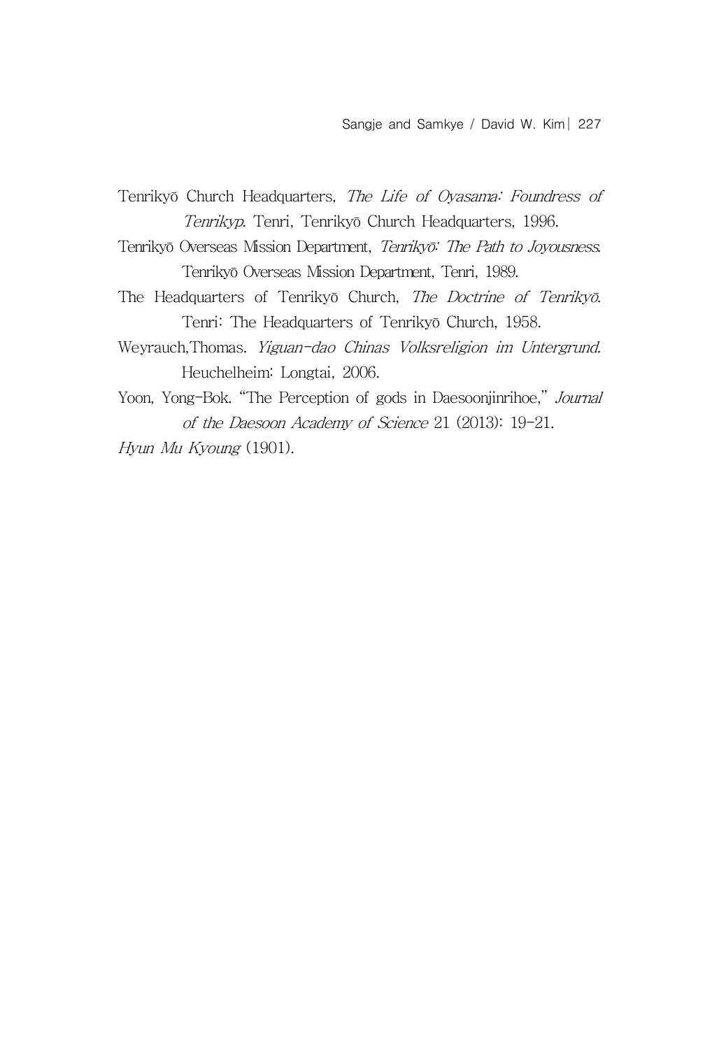Tenrikyō Church Headquarters, *The Life of Oyasama: Foundress of Tenrikyp*. Tenri, Tenrikyō Church Headquarters, 1996.

Tenrikyō Overseas Mission Department, *Tenrikyō: The Path to Joyousness*. Tenrikyō Overseas Mission Department, Tenri, 1989.

The Headquarters of Tenrikyō Church, *The Doctrine of Tenrikyō*. Tenri: The Headquarters of Tenrikyō Church, 1958.

Weyrauch,Thomas. *Yiguan-dao Chinas Volksreligion im Untergrund*. Heuchelheim: Longtai, 2006.

Yoon, Yong-Bok. "The Perception of gods in Daesoonjinrihoe," *Journal of the Daesoon Academy of Science* 21 (2013): 19-21.

*Hyun Mu Kyoung* (1901).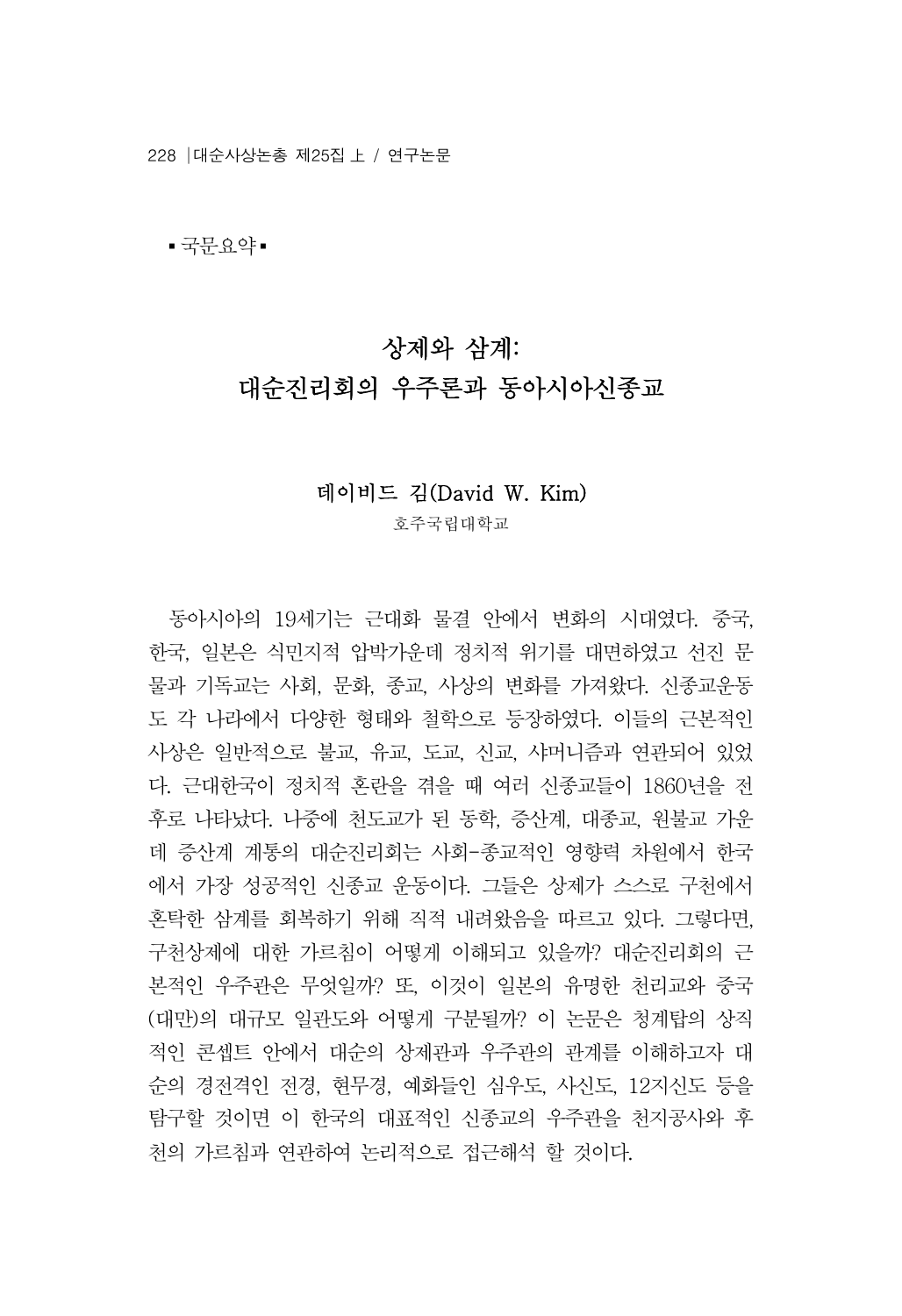▪ 국문요약 ▪

# 상제와 삼계:
# 대순진리회의 우주론과 동아시아신종교

**데이비드 김(David W. Kim)**

호주국립대학교

동아시아의 19세기는 근대화 물결 안에서 변화의 시대였다. 중국, 한국, 일본은 식민지적 압박가운데 정치적 위기를 대면하였고 선진 문물과 기독교는 사회, 문화, 종교, 사상의 변화를 가져왔다. 신종교운동도 각 나라에서 다양한 형태와 철학으로 등장하였다. 이들의 근본적인 사상은 일반적으로 불교, 유교, 도교, 신교, 샤머니즘과 연관되어 있었다. 근대한국이 정치적 혼란을 겪을 때 여러 신종교들이 1860년을 전후로 나타났다. 나중에 천도교가 된 동학, 증산계, 대종교, 원불교 가운데 증산계 계통의 대순진리회는 사회-종교적인 영향력 차원에서 한국에서 가장 성공적인 신종교 운동이다. 그들은 상제가 스스로 구천에서 혼탁한 삼계를 회복하기 위해 직적 내려왔음을 따르고 있다. 그렇다면, 구천상제에 대한 가르침이 어떻게 이해되고 있을까? 대순진리회의 근본적인 우주관은 무엇일까? 또, 이것이 일본의 유명한 천리교와 중국(대만)의 대규모 일관도와 어떻게 구분될까? 이 논문은 청계탑의 상직적인 콘셉트 안에서 대순의 상제관과 우주관의 관계를 이해하고자 대순의 경전격인 전경, 현무경, 예화들인 심우도, 사신도, 12지신도 등을 탐구할 것이면 이 한국의 대표적인 신종교의 우주관을 천지공사와 후천의 가르침과 연관하여 논리적으로 접근해석 할 것이다.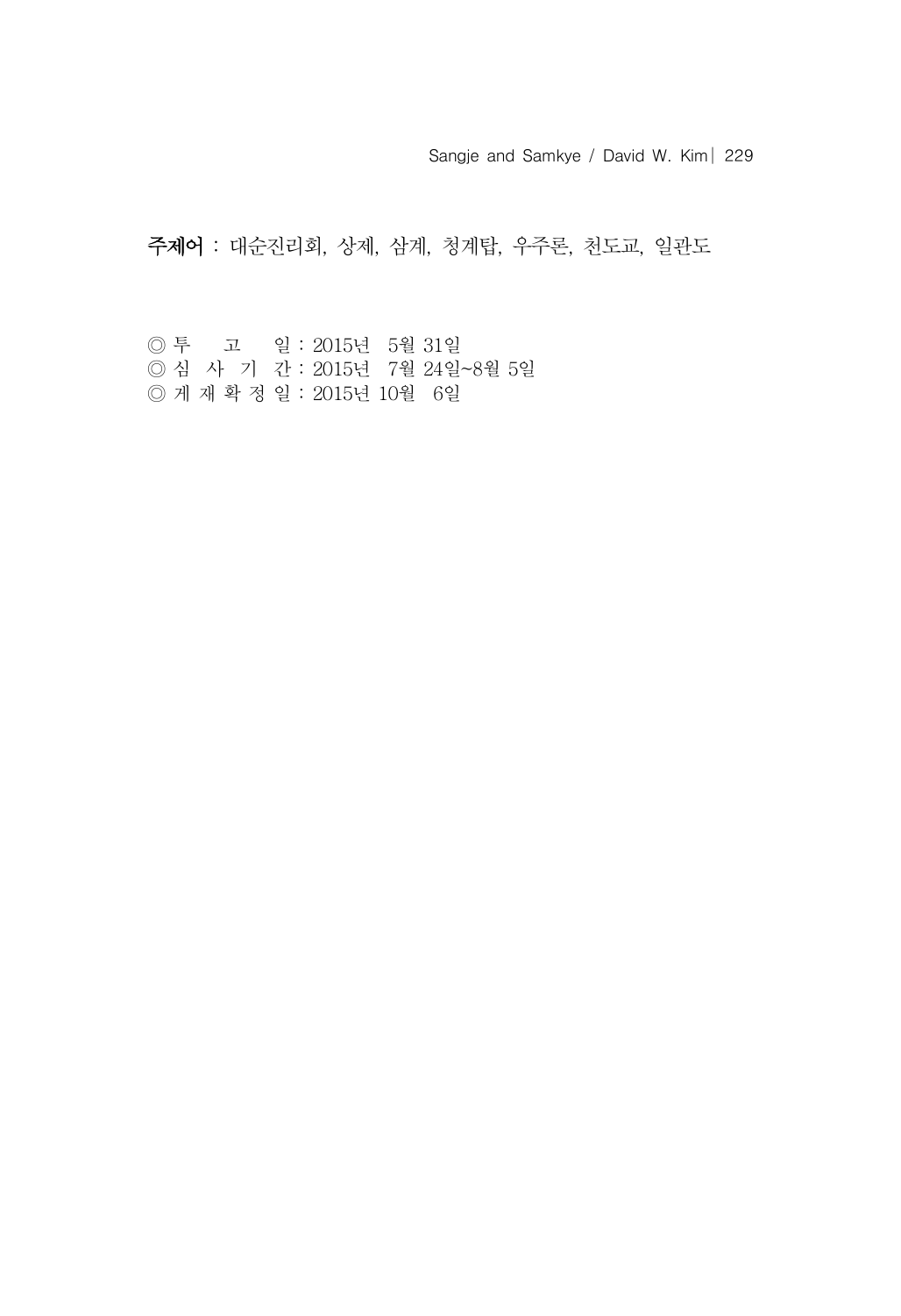**주제어** : 대순진리회, 상제, 삼계, 청계탑, 우주론, 천도교, 일관도

◎ 투　　고　　일 : 2015년　5월 31일
◎ 심　사　기　간 : 2015년　7월 24일~8월 5일
◎ 게 재 확 정 일 : 2015년 10월　6일